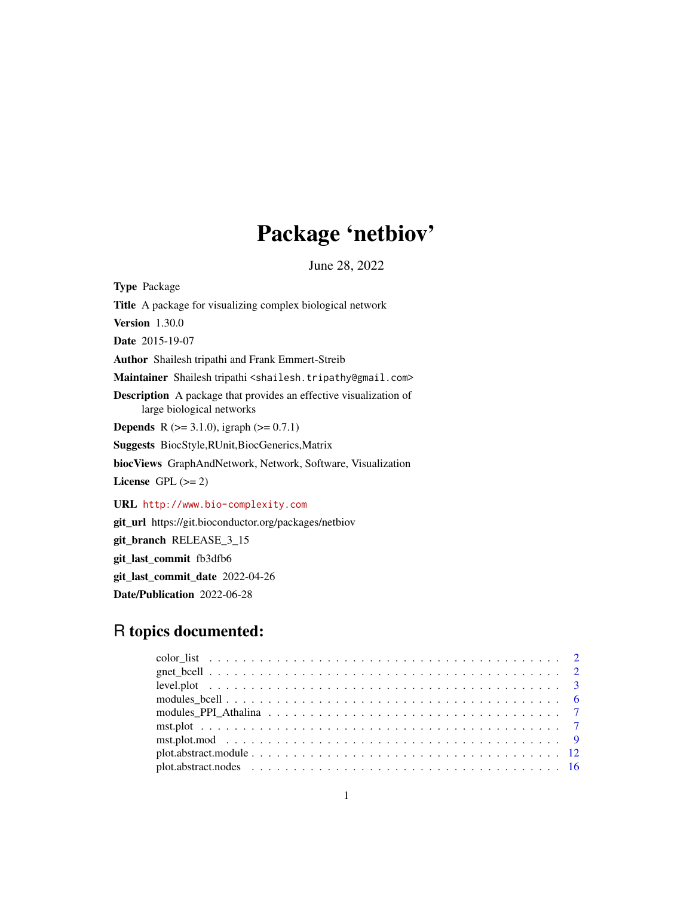# Package 'netbiov'

June 28, 2022

**Type** Package

**Title** A package for visualizing complex biological network

**Version** 1.30.0

**Date** 2015-19-07

**Author** Shailesh tripathi and Frank Emmert-Streib

**Maintainer** Shailesh tripathi <shailesh.tripathy@gmail.com>

**Description** A package that provides an effective visualization of large biological networks

**Depends** R (>= 3.1.0), igraph (>= 0.7.1)

**Suggests** BiocStyle,RUnit,BiocGenerics,Matrix

**biocViews** GraphAndNetwork, Network, Software, Visualization

**License** GPL (>= 2)

**URL** http://www.bio-complexity.com

**git_url** https://git.bioconductor.org/packages/netbiov

**git_branch** RELEASE_3_15

**git_last_commit** fb3dfb6

**git_last_commit_date** 2022-04-26

**Date/Publication** 2022-06-28

## R topics documented:

| | |
|---|---|
| color_list | 2 |
| gnet_bcell | 2 |
| level.plot | 3 |
| modules_bcell | 6 |
| modules_PPI_Athalina | 7 |
| mst.plot | 7 |
| mst.plot.mod | 9 |
| plot.abstract.module | 12 |
| plot.abstract.nodes | 16 |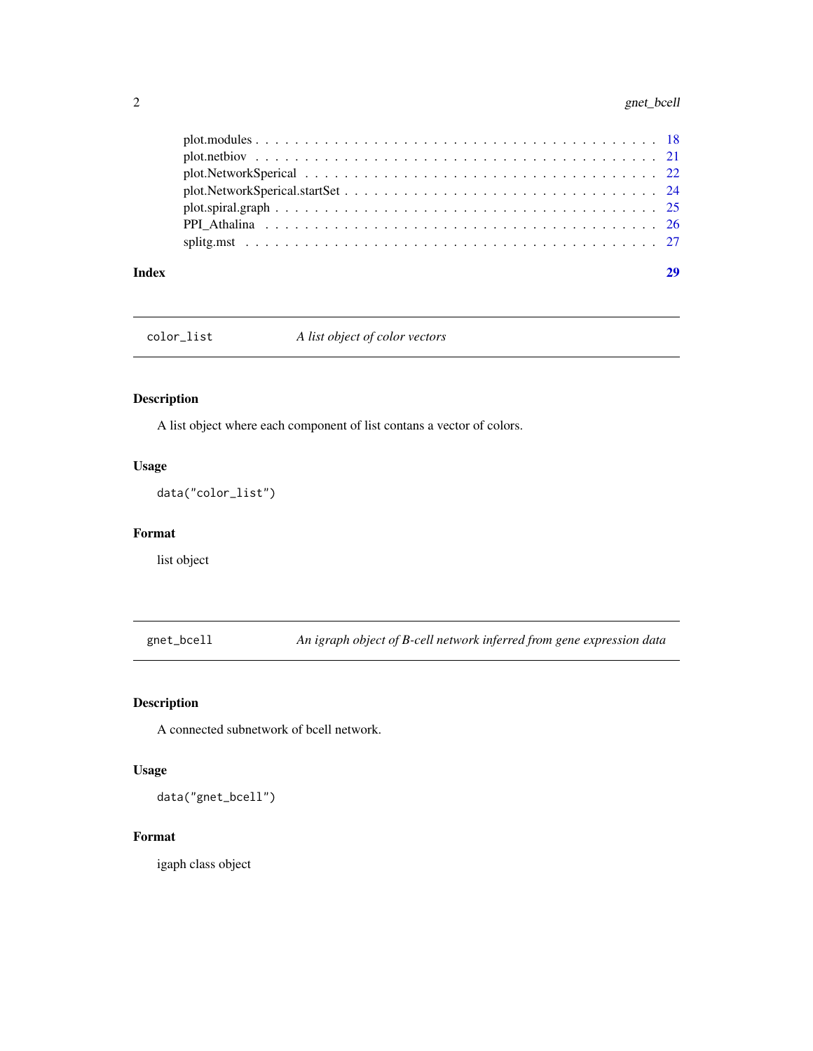plot.modules . . . . . . . . . . . . . . . . . . . . . . . . . . . . . . . . . . . . . . 18
plot.netbiov . . . . . . . . . . . . . . . . . . . . . . . . . . . . . . . . . . . . . . 21
plot.NetworkSperical . . . . . . . . . . . . . . . . . . . . . . . . . . . . . . . . . . 22
plot.NetworkSperical.startSet . . . . . . . . . . . . . . . . . . . . . . . . . . . . . 24
plot.spiral.graph . . . . . . . . . . . . . . . . . . . . . . . . . . . . . . . . . . . . 25
PPI_Athalina . . . . . . . . . . . . . . . . . . . . . . . . . . . . . . . . . . . . . . 26
splitg.mst . . . . . . . . . . . . . . . . . . . . . . . . . . . . . . . . . . . . . . . 27

**Index** **29**

---

`color_list` *A list object of color vectors*

---

### Description

A list object where each component of list contans a vector of colors.

### Usage

```
data("color_list")
```

### Format

list object

---

`gnet_bcell` *An igraph object of B-cell network inferred from gene expression data*

---

### Description

A connected subnetwork of bcell network.

### Usage

```
data("gnet_bcell")
```

### Format

igaph class object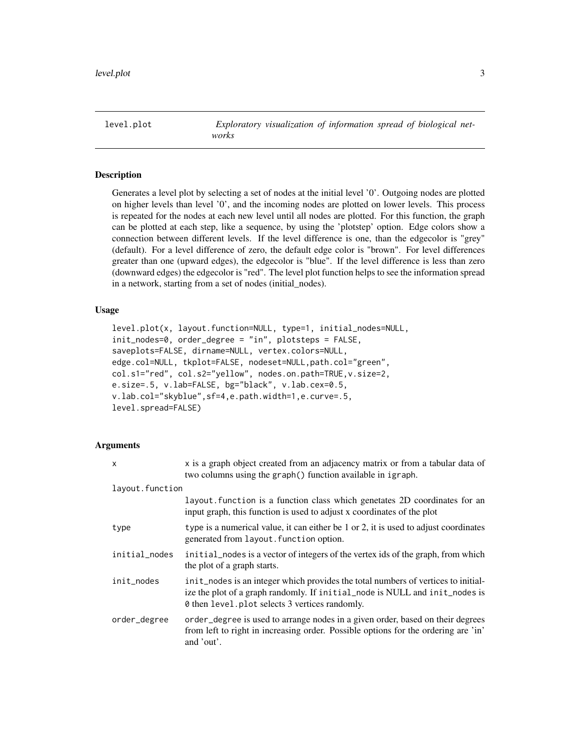## level.plot — *Exploratory visualization of information spread of biological networks*

### Description

Generates a level plot by selecting a set of nodes at the initial level '0'. Outgoing nodes are plotted on higher levels than level '0', and the incoming nodes are plotted on lower levels. This process is repeated for the nodes at each new level until all nodes are plotted. For this function, the graph can be plotted at each step, like a sequence, by using the 'plotstep' option. Edge colors show a connection between different levels. If the level difference is one, than the edgecolor is "grey" (default). For a level difference of zero, the default edge color is "brown". For level differences greater than one (upward edges), the edgecolor is "blue". If the level difference is less than zero (downward edges) the edgecolor is "red". The level plot function helps to see the information spread in a network, starting from a set of nodes (initial_nodes).

### Usage

```
level.plot(x, layout.function=NULL, type=1, initial_nodes=NULL,
init_nodes=0, order_degree = "in", plotsteps = FALSE,
saveplots=FALSE, dirname=NULL, vertex.colors=NULL,
edge.col=NULL, tkplot=FALSE, nodeset=NULL,path.col="green",
col.s1="red", col.s2="yellow", nodes.on.path=TRUE,v.size=2,
e.size=.5, v.lab=FALSE, bg="black", v.lab.cex=0.5,
v.lab.col="skyblue",sf=4,e.path.width=1,e.curve=.5,
level.spread=FALSE)
```

### Arguments

| Argument | Description |
|---|---|
| `x` | x is a graph object created from an adjacency matrix or from a tabular data of two columns using the `graph()` function available in `igraph`. |
| `layout.function` | `layout.function` is a function class which genetates 2D coordinates for an input graph, this function is used to adjust x coordinates of the plot |
| `type` | `type` is a numerical value, it can either be 1 or 2, it is used to adjust coordinates generated from `layout.function` option. |
| `initial_nodes` | `initial_nodes` is a vector of integers of the vertex ids of the graph, from which the plot of a graph starts. |
| `init_nodes` | `init_nodes` is an integer which provides the total numbers of vertices to initialize the plot of a graph randomly. If `initial_node` is NULL and `init_nodes` is `0` then `level.plot` selects 3 vertices randomly. |
| `order_degree` | `order_degree` is used to arrange nodes in a given order, based on their degrees from left to right in increasing order. Possible options for the ordering are 'in' and 'out'. |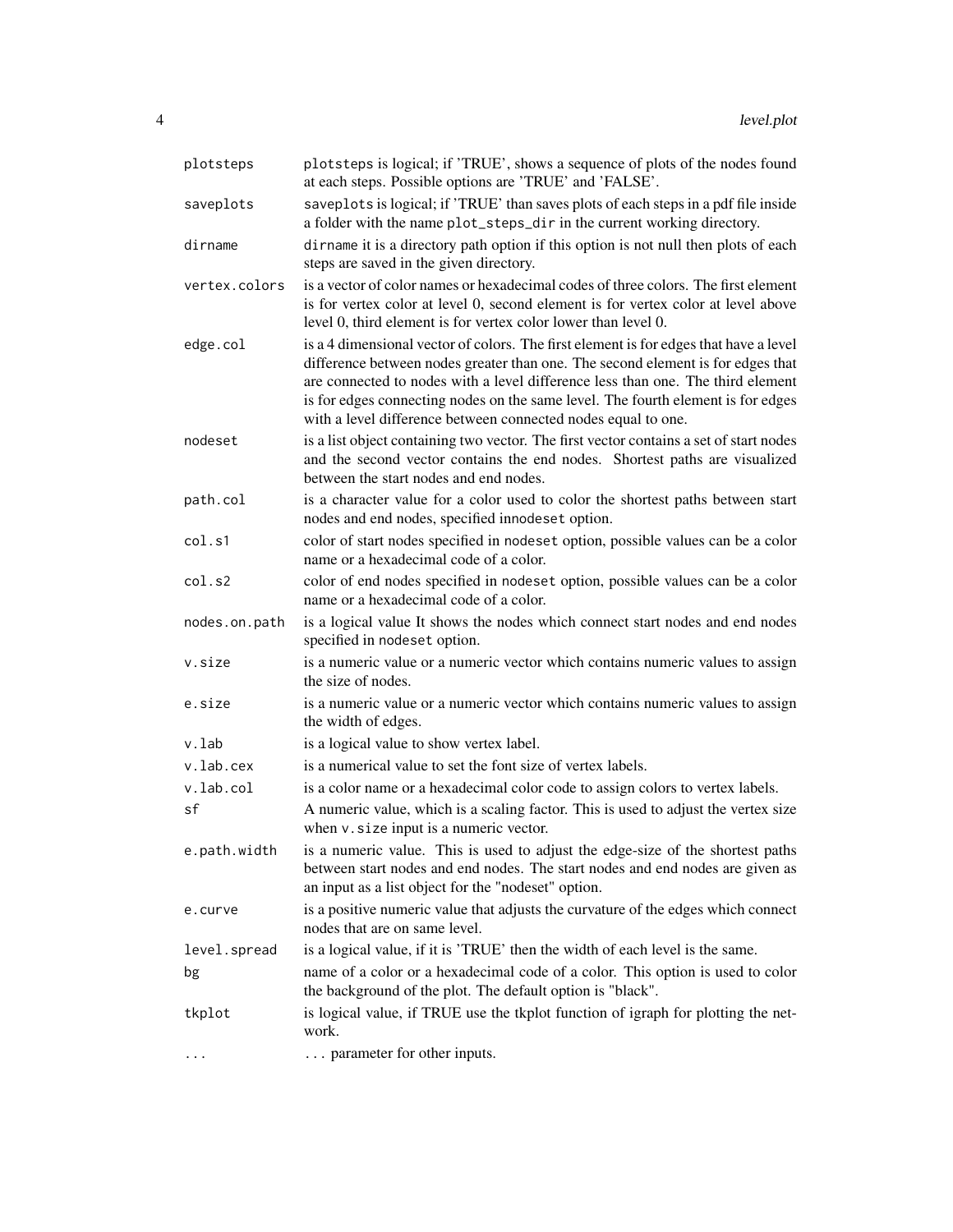| | |
|---|---|
| `plotsteps` | `plotsteps` is logical; if 'TRUE', shows a sequence of plots of the nodes found at each steps. Possible options are 'TRUE' and 'FALSE'. |
| `saveplots` | `saveplots` is logical; if 'TRUE' than saves plots of each steps in a pdf file inside a folder with the name `plot_steps_dir` in the current working directory. |
| `dirname` | `dirname` it is a directory path option if this option is not null then plots of each steps are saved in the given directory. |
| `vertex.colors` | is a vector of color names or hexadecimal codes of three colors. The first element is for vertex color at level 0, second element is for vertex color at level above level 0, third element is for vertex color lower than level 0. |
| `edge.col` | is a 4 dimensional vector of colors. The first element is for edges that have a level difference between nodes greater than one. The second element is for edges that are connected to nodes with a level difference less than one. The third element is for edges connecting nodes on the same level. The fourth element is for edges with a level difference between connected nodes equal to one. |
| `nodeset` | is a list object containing two vector. The first vector contains a set of start nodes and the second vector contains the end nodes. Shortest paths are visualized between the start nodes and end nodes. |
| `path.col` | is a character value for a color used to color the shortest paths between start nodes and end nodes, specified in`nodeset` option. |
| `col.s1` | color of start nodes specified in `nodeset` option, possible values can be a color name or a hexadecimal code of a color. |
| `col.s2` | color of end nodes specified in `nodeset` option, possible values can be a color name or a hexadecimal code of a color. |
| `nodes.on.path` | is a logical value It shows the nodes which connect start nodes and end nodes specified in `nodeset` option. |
| `v.size` | is a numeric value or a numeric vector which contains numeric values to assign the size of nodes. |
| `e.size` | is a numeric value or a numeric vector which contains numeric values to assign the width of edges. |
| `v.lab` | is a logical value to show vertex label. |
| `v.lab.cex` | is a numerical value to set the font size of vertex labels. |
| `v.lab.col` | is a color name or a hexadecimal color code to assign colors to vertex labels. |
| `sf` | A numeric value, which is a scaling factor. This is used to adjust the vertex size when `v.size` input is a numeric vector. |
| `e.path.width` | is a numeric value. This is used to adjust the edge-size of the shortest paths between start nodes and end nodes. The start nodes and end nodes are given as an input as a list object for the "nodeset" option. |
| `e.curve` | is a positive numeric value that adjusts the curvature of the edges which connect nodes that are on same level. |
| `level.spread` | is a logical value, if it is 'TRUE' then the width of each level is the same. |
| `bg` | name of a color or a hexadecimal code of a color. This option is used to color the background of the plot. The default option is "black". |
| `tkplot` | is logical value, if TRUE use the tkplot function of igraph for plotting the network. |
| `...` | ... parameter for other inputs. |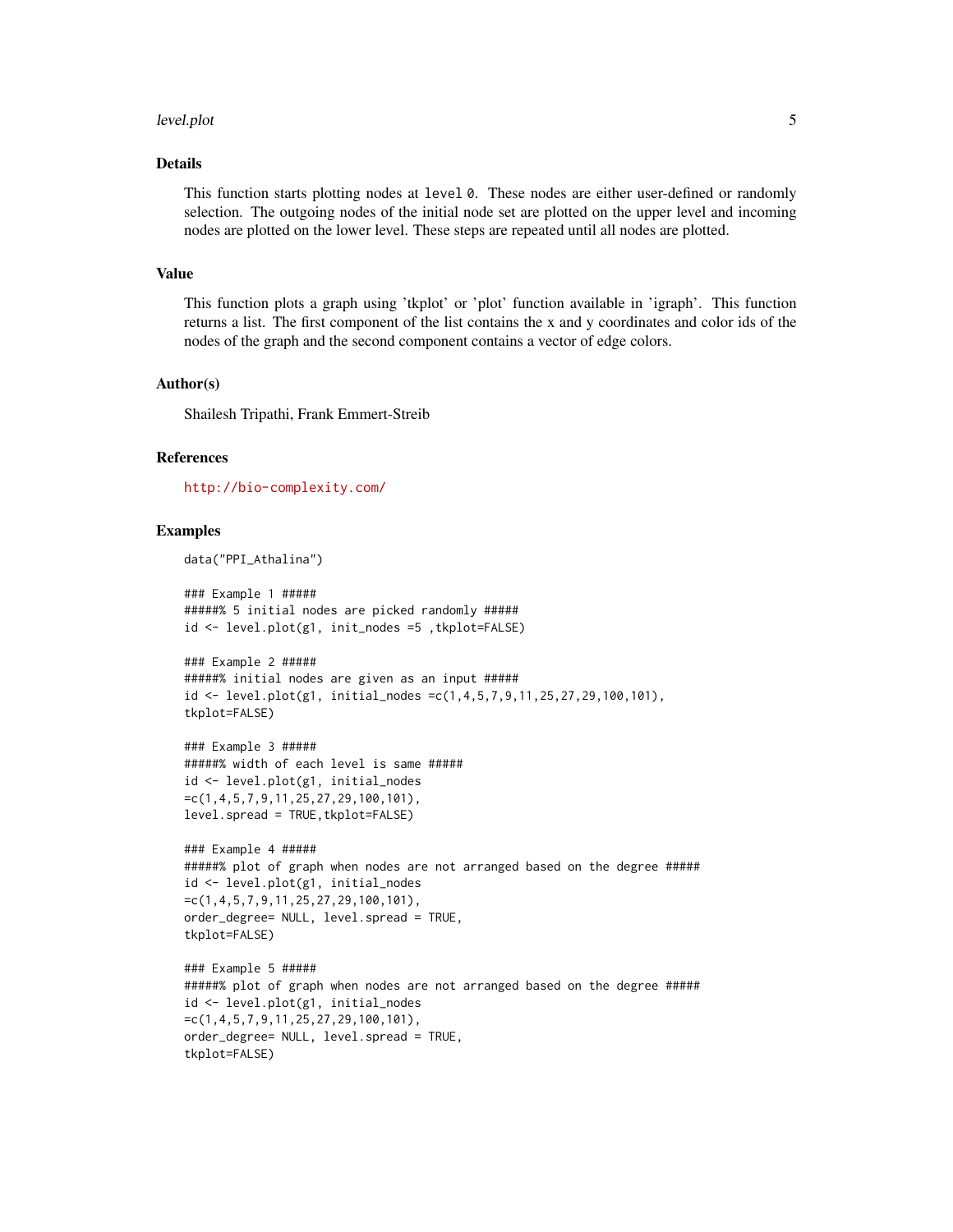## Details

This function starts plotting nodes at `level 0`. These nodes are either user-defined or randomly selection. The outgoing nodes of the initial node set are plotted on the upper level and incoming nodes are plotted on the lower level. These steps are repeated until all nodes are plotted.

## Value

This function plots a graph using 'tkplot' or 'plot' function available in 'igraph'. This function returns a list. The first component of the list contains the x and y coordinates and color ids of the nodes of the graph and the second component contains a vector of edge colors.

## Author(s)

Shailesh Tripathi, Frank Emmert-Streib

## References

http://bio-complexity.com/

## Examples

```
data("PPI_Athalina")

### Example 1 #####
#####% 5 initial nodes are picked randomly #####
id <- level.plot(g1, init_nodes =5 ,tkplot=FALSE)

### Example 2 #####
#####% initial nodes are given as an input #####
id <- level.plot(g1, initial_nodes =c(1,4,5,7,9,11,25,27,29,100,101),
tkplot=FALSE)

### Example 3 #####
#####% width of each level is same #####
id <- level.plot(g1, initial_nodes
=c(1,4,5,7,9,11,25,27,29,100,101),
level.spread = TRUE,tkplot=FALSE)

### Example 4 #####
#####% plot of graph when nodes are not arranged based on the degree #####
id <- level.plot(g1, initial_nodes
=c(1,4,5,7,9,11,25,27,29,100,101),
order_degree= NULL, level.spread = TRUE,
tkplot=FALSE)

### Example 5 #####
#####% plot of graph when nodes are not arranged based on the degree #####
id <- level.plot(g1, initial_nodes
=c(1,4,5,7,9,11,25,27,29,100,101),
order_degree= NULL, level.spread = TRUE,
tkplot=FALSE)
```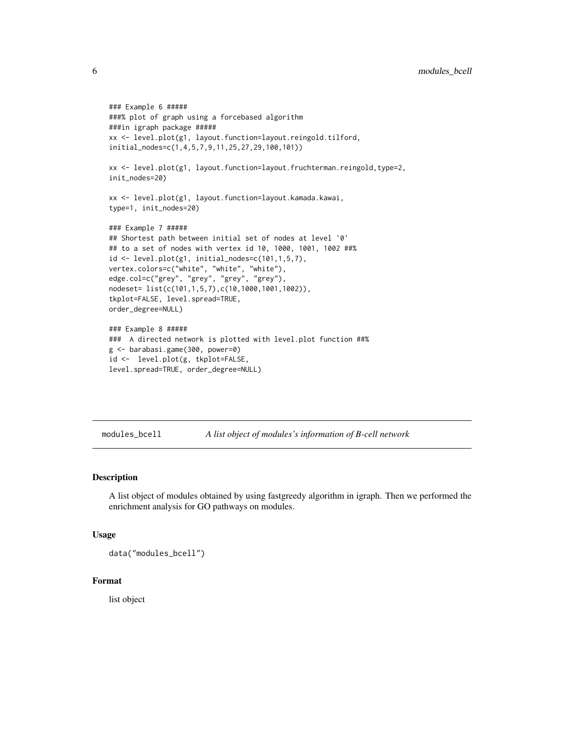```
### Example 6 #####
###% plot of graph using a forcebased algorithm
###in igraph package #####
xx <- level.plot(g1, layout.function=layout.reingold.tilford,
initial_nodes=c(1,4,5,7,9,11,25,27,29,100,101))

xx <- level.plot(g1, layout.function=layout.fruchterman.reingold,type=2,
init_nodes=20)

xx <- level.plot(g1, layout.function=layout.kamada.kawai,
type=1, init_nodes=20)

### Example 7 #####
## Shortest path between initial set of nodes at level '0'
## to a set of nodes with vertex id 10, 1000, 1001, 1002 ##%
id <- level.plot(g1, initial_nodes=c(101,1,5,7),
vertex.colors=c("white", "white", "white"),
edge.col=c("grey", "grey", "grey", "grey"),
nodeset= list(c(101,1,5,7),c(10,1000,1001,1002)),
tkplot=FALSE, level.spread=TRUE,
order_degree=NULL)

### Example 8 #####
###  A directed network is plotted with level.plot function ##%
g <- barabasi.game(300, power=0)
id <-  level.plot(g, tkplot=FALSE,
level.spread=TRUE, order_degree=NULL)
```

---

## modules_bcell *A list object of modules's information of B-cell network*

### Description

A list object of modules obtained by using fastgreedy algorithm in igraph. Then we performed the enrichment analysis for GO pathways on modules.

### Usage

```
data("modules_bcell")
```

### Format

list object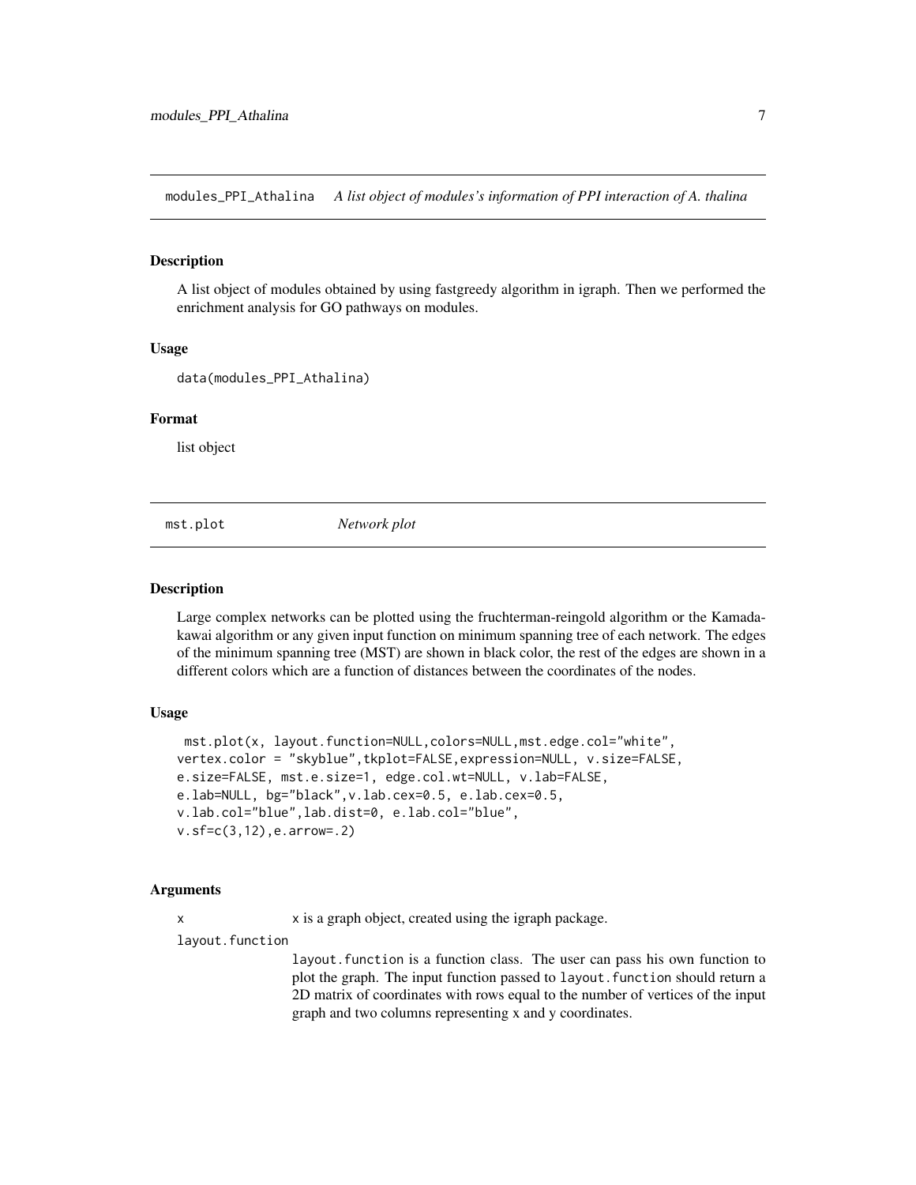## modules_PPI_Athalina    *A list object of modules's information of PPI interaction of A. thalina*

### Description

A list object of modules obtained by using fastgreedy algorithm in igraph. Then we performed the enrichment analysis for GO pathways on modules.

### Usage

```
data(modules_PPI_Athalina)
```

### Format

list object

## mst.plot    *Network plot*

### Description

Large complex networks can be plotted using the fruchterman-reingold algorithm or the Kamada-kawai algorithm or any given input function on minimum spanning tree of each network. The edges of the minimum spanning tree (MST) are shown in black color, the rest of the edges are shown in a different colors which are a function of distances between the coordinates of the nodes.

### Usage

```
 mst.plot(x, layout.function=NULL,colors=NULL,mst.edge.col="white",
vertex.color = "skyblue",tkplot=FALSE,expression=NULL, v.size=FALSE,
e.size=FALSE, mst.e.size=1, edge.col.wt=NULL, v.lab=FALSE,
e.lab=NULL, bg="black",v.lab.cex=0.5, e.lab.cex=0.5,
v.lab.col="blue",lab.dist=0, e.lab.col="blue",
v.sf=c(3,12),e.arrow=.2)
```

### Arguments

`x` x is a graph object, created using the igraph package.

`layout.function` layout.function is a function class. The user can pass his own function to plot the graph. The input function passed to layout.function should return a 2D matrix of coordinates with rows equal to the number of vertices of the input graph and two columns representing x and y coordinates.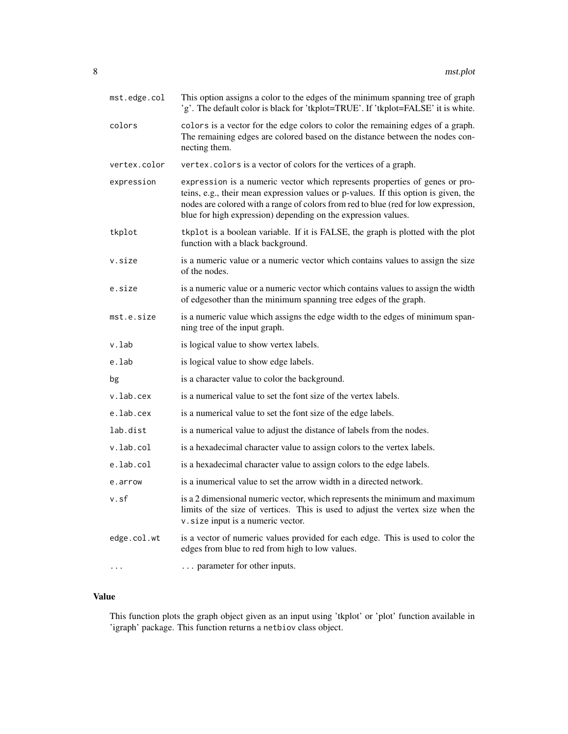| | |
|---|---|
| mst.edge.col | This option assigns a color to the edges of the minimum spanning tree of graph 'g'. The default color is black for 'tkplot=TRUE'. If 'tkplot=FALSE' it is white. |
| colors | colors is a vector for the edge colors to color the remaining edges of a graph. The remaining edges are colored based on the distance between the nodes connecting them. |
| vertex.color | vertex.colors is a vector of colors for the vertices of a graph. |
| expression | expression is a numeric vector which represents properties of genes or proteins, e.g., their mean expression values or p-values. If this option is given, the nodes are colored with a range of colors from red to blue (red for low expression, blue for high expression) depending on the expression values. |
| tkplot | tkplot is a boolean variable. If it is FALSE, the graph is plotted with the plot function with a black background. |
| v.size | is a numeric value or a numeric vector which contains values to assign the size of the nodes. |
| e.size | is a numeric value or a numeric vector which contains values to assign the width of edgesother than the minimum spanning tree edges of the graph. |
| mst.e.size | is a numeric value which assigns the edge width to the edges of minimum spanning tree of the input graph. |
| v.lab | is logical value to show vertex labels. |
| e.lab | is logical value to show edge labels. |
| bg | is a character value to color the background. |
| v.lab.cex | is a numerical value to set the font size of the vertex labels. |
| e.lab.cex | is a numerical value to set the font size of the edge labels. |
| lab.dist | is a numerical value to adjust the distance of labels from the nodes. |
| v.lab.col | is a hexadecimal character value to assign colors to the vertex labels. |
| e.lab.col | is a hexadecimal character value to assign colors to the edge labels. |
| e.arrow | is a inumerical value to set the arrow width in a directed network. |
| v.sf | is a 2 dimensional numeric vector, which represents the minimum and maximum limits of the size of vertices. This is used to adjust the vertex size when the v.size input is a numeric vector. |
| edge.col.wt | is a vector of numeric values provided for each edge. This is used to color the edges from blue to red from high to low values. |
| ... | ... parameter for other inputs. |

## Value

This function plots the graph object given as an input using 'tkplot' or 'plot' function available in 'igraph' package. This function returns a netbiov class object.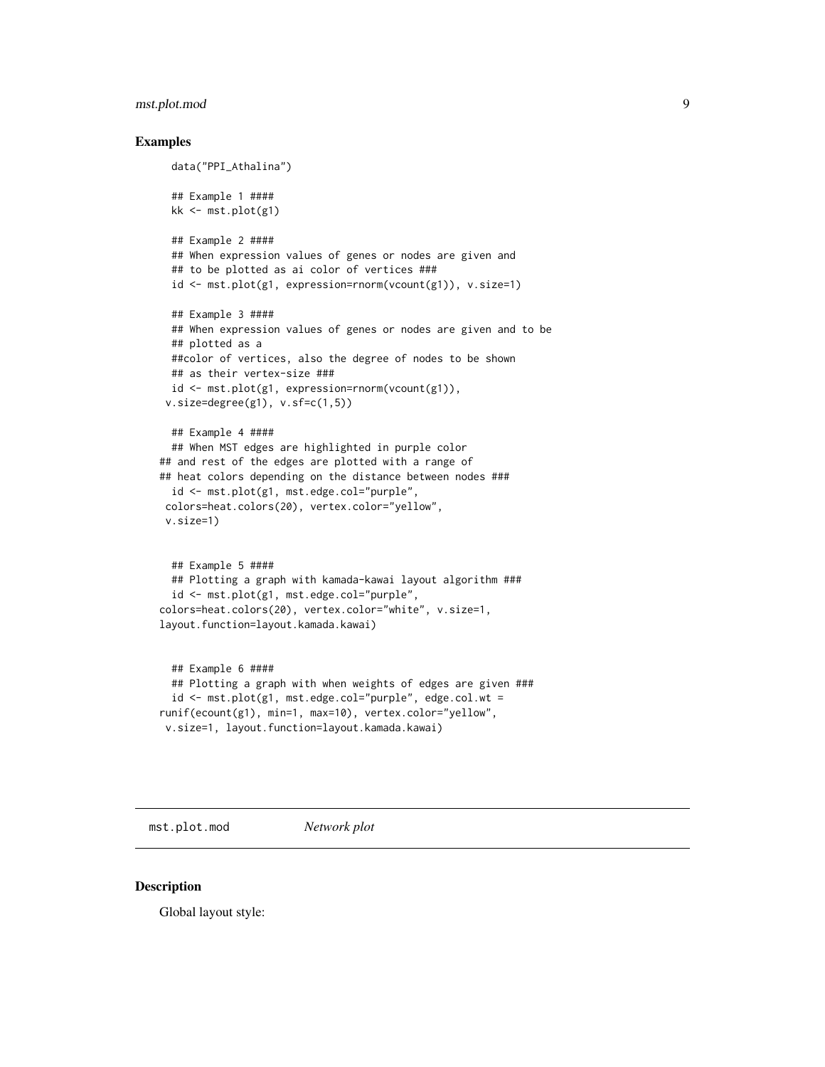## Examples

```
  data("PPI_Athalina")

  ## Example 1 ####
  kk <- mst.plot(g1)

  ## Example 2 ####
  ## When expression values of genes or nodes are given and
  ## to be plotted as ai color of vertices ###
  id <- mst.plot(g1, expression=rnorm(vcount(g1)), v.size=1)

  ## Example 3 ####
  ## When expression values of genes or nodes are given and to be
  ## plotted as a
  ##color of vertices, also the degree of nodes to be shown
  ## as their vertex-size ###
  id <- mst.plot(g1, expression=rnorm(vcount(g1)),
 v.size=degree(g1), v.sf=c(1,5))

  ## Example 4 ####
  ## When MST edges are highlighted in purple color
## and rest of the edges are plotted with a range of
## heat colors depending on the distance between nodes ###
  id <- mst.plot(g1, mst.edge.col="purple",
 colors=heat.colors(20), vertex.color="yellow",
 v.size=1)


  ## Example 5 ####
  ## Plotting a graph with kamada-kawai layout algorithm ###
  id <- mst.plot(g1, mst.edge.col="purple",
colors=heat.colors(20), vertex.color="white", v.size=1,
layout.function=layout.kamada.kawai)


  ## Example 6 ####
  ## Plotting a graph with when weights of edges are given ###
  id <- mst.plot(g1, mst.edge.col="purple", edge.col.wt =
runif(ecount(g1), min=1, max=10), vertex.color="yellow",
 v.size=1, layout.function=layout.kamada.kawai)
```

---

mst.plot.mod *Network plot*

---

## Description

Global layout style: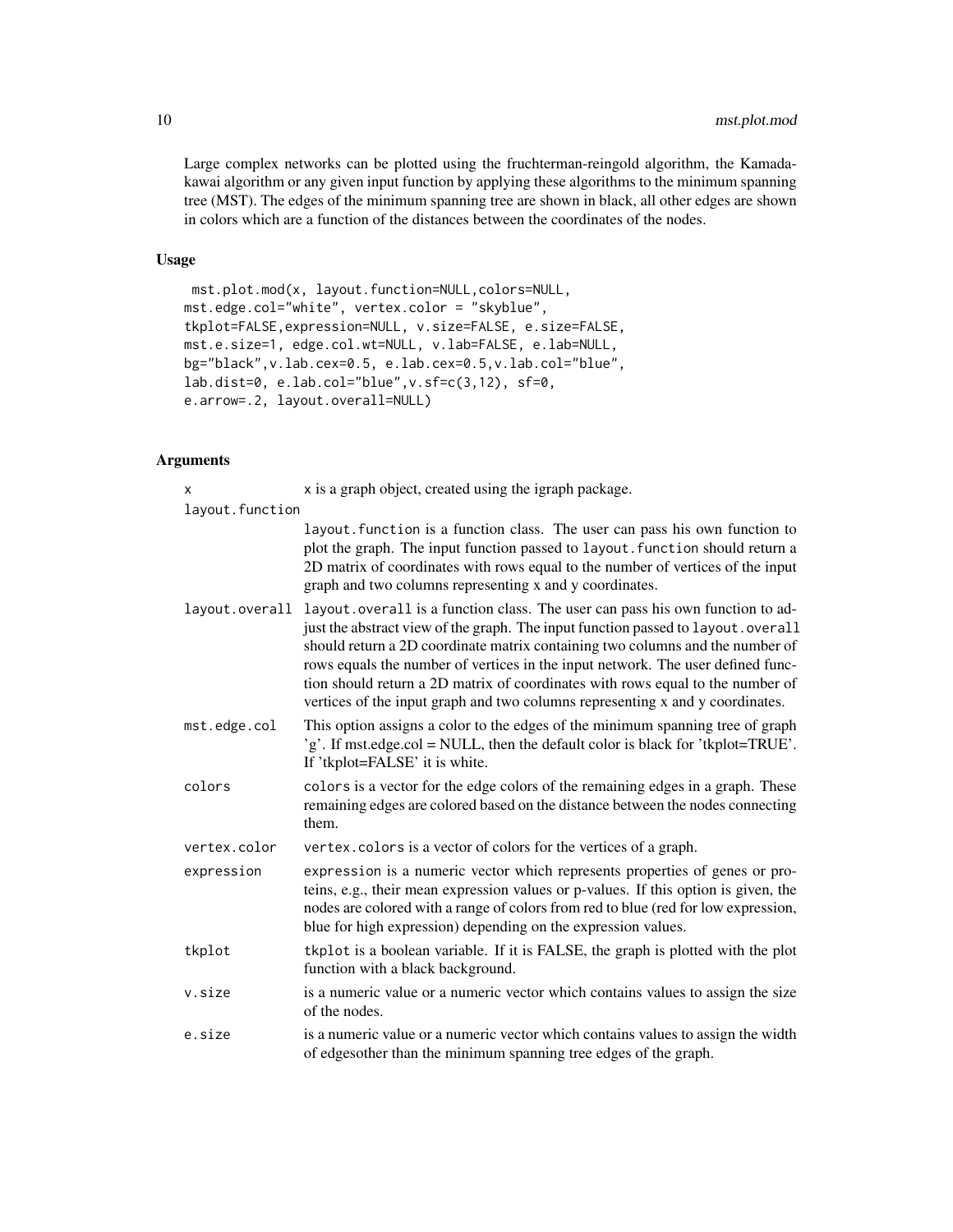Large complex networks can be plotted using the fruchterman-reingold algorithm, the Kamada-kawai algorithm or any given input function by applying these algorithms to the minimum spanning tree (MST). The edges of the minimum spanning tree are shown in black, all other edges are shown in colors which are a function of the distances between the coordinates of the nodes.

### Usage

```
mst.plot.mod(x, layout.function=NULL,colors=NULL,
mst.edge.col="white", vertex.color = "skyblue",
tkplot=FALSE,expression=NULL, v.size=FALSE, e.size=FALSE,
mst.e.size=1, edge.col.wt=NULL, v.lab=FALSE, e.lab=NULL,
bg="black",v.lab.cex=0.5, e.lab.cex=0.5,v.lab.col="blue",
lab.dist=0, e.lab.col="blue",v.sf=c(3,12), sf=0,
e.arrow=.2, layout.overall=NULL)
```

### Arguments

| | |
|---|---|
| `x` | `x` is a graph object, created using the igraph package. |
| `layout.function` | `layout.function` is a function class. The user can pass his own function to plot the graph. The input function passed to `layout.function` should return a 2D matrix of coordinates with rows equal to the number of vertices of the input graph and two columns representing x and y coordinates. |
| `layout.overall` | `layout.overall` is a function class. The user can pass his own function to adjust the abstract view of the graph. The input function passed to `layout.overall` should return a 2D coordinate matrix containing two columns and the number of rows equals the number of vertices in the input network. The user defined function should return a 2D matrix of coordinates with rows equal to the number of vertices of the input graph and two columns representing x and y coordinates. |
| `mst.edge.col` | This option assigns a color to the edges of the minimum spanning tree of graph 'g'. If mst.edge.col = NULL, then the default color is black for 'tkplot=TRUE'. If 'tkplot=FALSE' it is white. |
| `colors` | `colors` is a vector for the edge colors of the remaining edges in a graph. These remaining edges are colored based on the distance between the nodes connecting them. |
| `vertex.color` | `vertex.colors` is a vector of colors for the vertices of a graph. |
| `expression` | `expression` is a numeric vector which represents properties of genes or proteins, e.g., their mean expression values or p-values. If this option is given, the nodes are colored with a range of colors from red to blue (red for low expression, blue for high expression) depending on the expression values. |
| `tkplot` | `tkplot` is a boolean variable. If it is FALSE, the graph is plotted with the plot function with a black background. |
| `v.size` | is a numeric value or a numeric vector which contains values to assign the size of the nodes. |
| `e.size` | is a numeric value or a numeric vector which contains values to assign the width of edgesother than the minimum spanning tree edges of the graph. |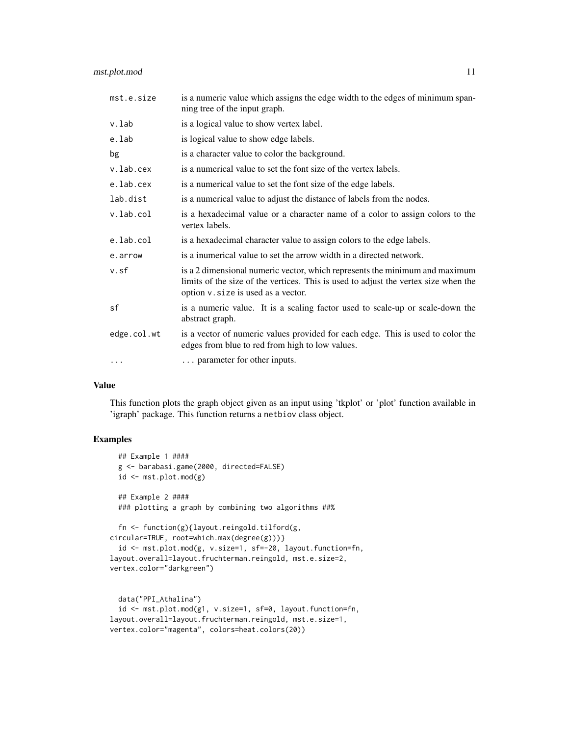| | |
|---|---|
| mst.e.size | is a numeric value which assigns the edge width to the edges of minimum spanning tree of the input graph. |
| v.lab | is a logical value to show vertex label. |
| e.lab | is logical value to show edge labels. |
| bg | is a character value to color the background. |
| v.lab.cex | is a numerical value to set the font size of the vertex labels. |
| e.lab.cex | is a numerical value to set the font size of the edge labels. |
| lab.dist | is a numerical value to adjust the distance of labels from the nodes. |
| v.lab.col | is a hexadecimal value or a character name of a color to assign colors to the vertex labels. |
| e.lab.col | is a hexadecimal character value to assign colors to the edge labels. |
| e.arrow | is a inumerical value to set the arrow width in a directed network. |
| v.sf | is a 2 dimensional numeric vector, which represents the minimum and maximum limits of the size of the vertices. This is used to adjust the vertex size when the option `v.size` is used as a vector. |
| sf | is a numeric value. It is a scaling factor used to scale-up or scale-down the abstract graph. |
| edge.col.wt | is a vector of numeric values provided for each edge. This is used to color the edges from blue to red from high to low values. |
| ... | ... parameter for other inputs. |

## Value

This function plots the graph object given as an input using 'tkplot' or 'plot' function available in 'igraph' package. This function returns a `netbiov` class object.

## Examples

```
  ## Example 1 ####
  g <- barabasi.game(2000, directed=FALSE)
  id <- mst.plot.mod(g)

  ## Example 2 ####
  ### plotting a graph by combining two algorithms ##%

  fn <- function(g){layout.reingold.tilford(g,
circular=TRUE, root=which.max(degree(g)))}
  id <- mst.plot.mod(g, v.size=1, sf=-20, layout.function=fn,
layout.overall=layout.fruchterman.reingold, mst.e.size=2,
vertex.color="darkgreen")


  data("PPI_Athalina")
  id <- mst.plot.mod(g1, v.size=1, sf=0, layout.function=fn,
layout.overall=layout.fruchterman.reingold, mst.e.size=1,
vertex.color="magenta", colors=heat.colors(20))
```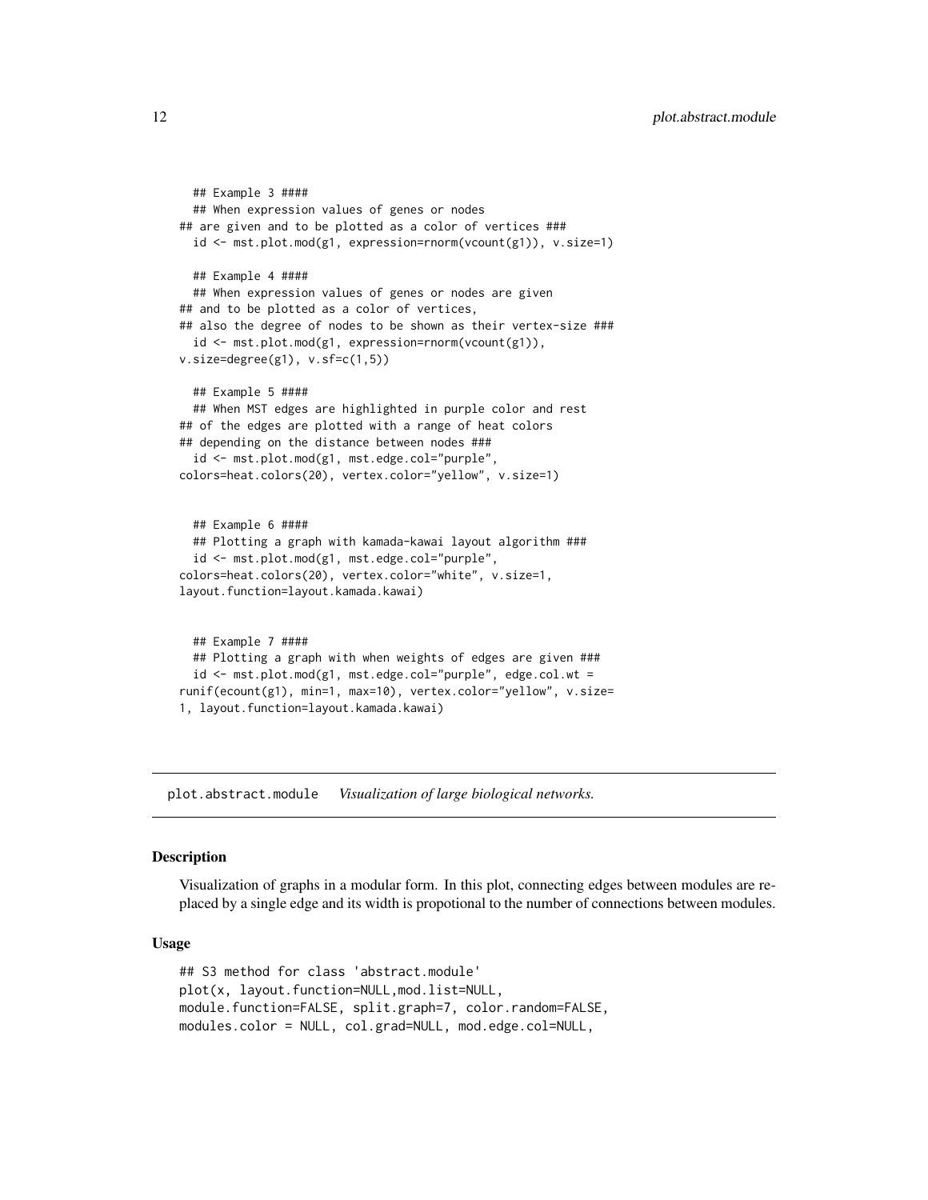```
  ## Example 3 ####
  ## When expression values of genes or nodes
## are given and to be plotted as a color of vertices ###
  id <- mst.plot.mod(g1, expression=rnorm(vcount(g1)), v.size=1)

  ## Example 4 ####
  ## When expression values of genes or nodes are given
## and to be plotted as a color of vertices,
## also the degree of nodes to be shown as their vertex-size ###
  id <- mst.plot.mod(g1, expression=rnorm(vcount(g1)),
v.size=degree(g1), v.sf=c(1,5))

  ## Example 5 ####
  ## When MST edges are highlighted in purple color and rest
## of the edges are plotted with a range of heat colors
## depending on the distance between nodes ###
  id <- mst.plot.mod(g1, mst.edge.col="purple",
colors=heat.colors(20), vertex.color="yellow", v.size=1)


  ## Example 6 ####
  ## Plotting a graph with kamada-kawai layout algorithm ###
  id <- mst.plot.mod(g1, mst.edge.col="purple",
colors=heat.colors(20), vertex.color="white", v.size=1,
layout.function=layout.kamada.kawai)


  ## Example 7 ####
  ## Plotting a graph with when weights of edges are given ###
  id <- mst.plot.mod(g1, mst.edge.col="purple", edge.col.wt =
runif(ecount(g1), min=1, max=10), vertex.color="yellow", v.size=
1, layout.function=layout.kamada.kawai)
```

---

## plot.abstract.module *Visualization of large biological networks.*

### Description

Visualization of graphs in a modular form. In this plot, connecting edges between modules are replaced by a single edge and its width is propotional to the number of connections between modules.

### Usage

```
## S3 method for class 'abstract.module'
plot(x, layout.function=NULL,mod.list=NULL,
module.function=FALSE, split.graph=7, color.random=FALSE,
modules.color = NULL, col.grad=NULL, mod.edge.col=NULL,
```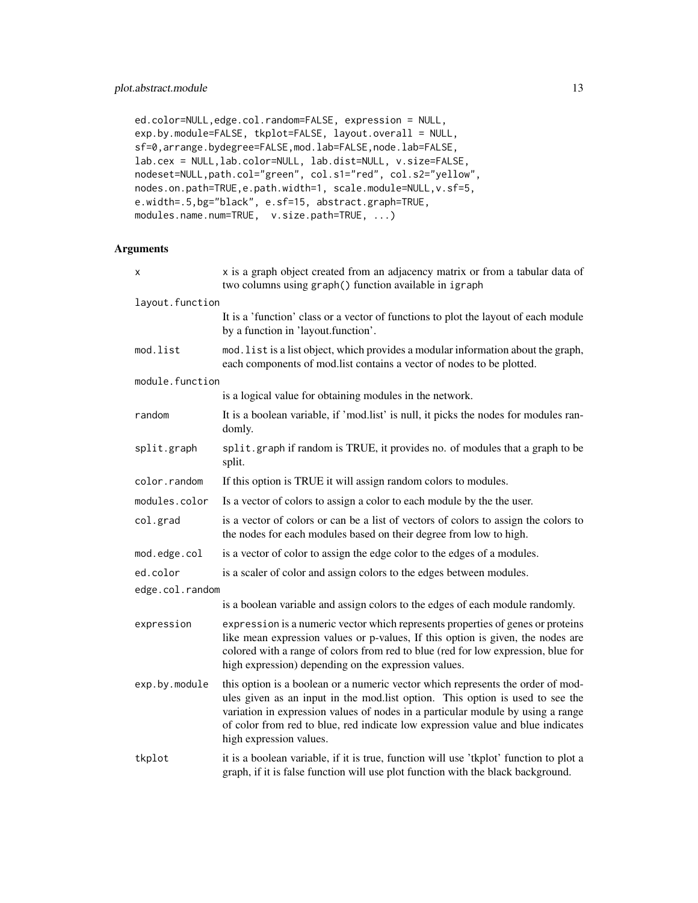```
ed.color=NULL,edge.col.random=FALSE, expression = NULL,
exp.by.module=FALSE, tkplot=FALSE, layout.overall = NULL,
sf=0,arrange.bydegree=FALSE,mod.lab=FALSE,node.lab=FALSE,
lab.cex = NULL,lab.color=NULL, lab.dist=NULL, v.size=FALSE,
nodeset=NULL,path.col="green", col.s1="red", col.s2="yellow",
nodes.on.path=TRUE,e.path.width=1, scale.module=NULL,v.sf=5,
e.width=.5,bg="black", e.sf=15, abstract.graph=TRUE,
modules.name.num=TRUE,  v.size.path=TRUE, ...)
```

## Arguments

| | |
|---|---|
| `x` | `x` is a graph object created from an adjacency matrix or from a tabular data of two columns using `graph()` function available in `igraph` |
| `layout.function` | It is a 'function' class or a vector of functions to plot the layout of each module by a function in 'layout.function'. |
| `mod.list` | `mod.list` is a list object, which provides a modular information about the graph, each components of mod.list contains a vector of nodes to be plotted. |
| `module.function` | is a logical value for obtaining modules in the network. |
| `random` | It is a boolean variable, if 'mod.list' is null, it picks the nodes for modules randomly. |
| `split.graph` | `split.graph` if random is TRUE, it provides no. of modules that a graph to be split. |
| `color.random` | If this option is TRUE it will assign random colors to modules. |
| `modules.color` | Is a vector of colors to assign a color to each module by the the user. |
| `col.grad` | is a vector of colors or can be a list of vectors of colors to assign the colors to the nodes for each modules based on their degree from low to high. |
| `mod.edge.col` | is a vector of color to assign the edge color to the edges of a modules. |
| `ed.color` | is a scaler of color and assign colors to the edges between modules. |
| `edge.col.random` | is a boolean variable and assign colors to the edges of each module randomly. |
| `expression` | `expression` is a numeric vector which represents properties of genes or proteins like mean expression values or p-values, If this option is given, the nodes are colored with a range of colors from red to blue (red for low expression, blue for high expression) depending on the expression values. |
| `exp.by.module` | this option is a boolean or a numeric vector which represents the order of modules given as an input in the mod.list option. This option is used to see the variation in expression values of nodes in a particular module by using a range of color from red to blue, red indicate low expression value and blue indicates high expression values. |
| `tkplot` | it is a boolean variable, if it is true, function will use 'tkplot' function to plot a graph, if it is false function will use plot function with the black background. |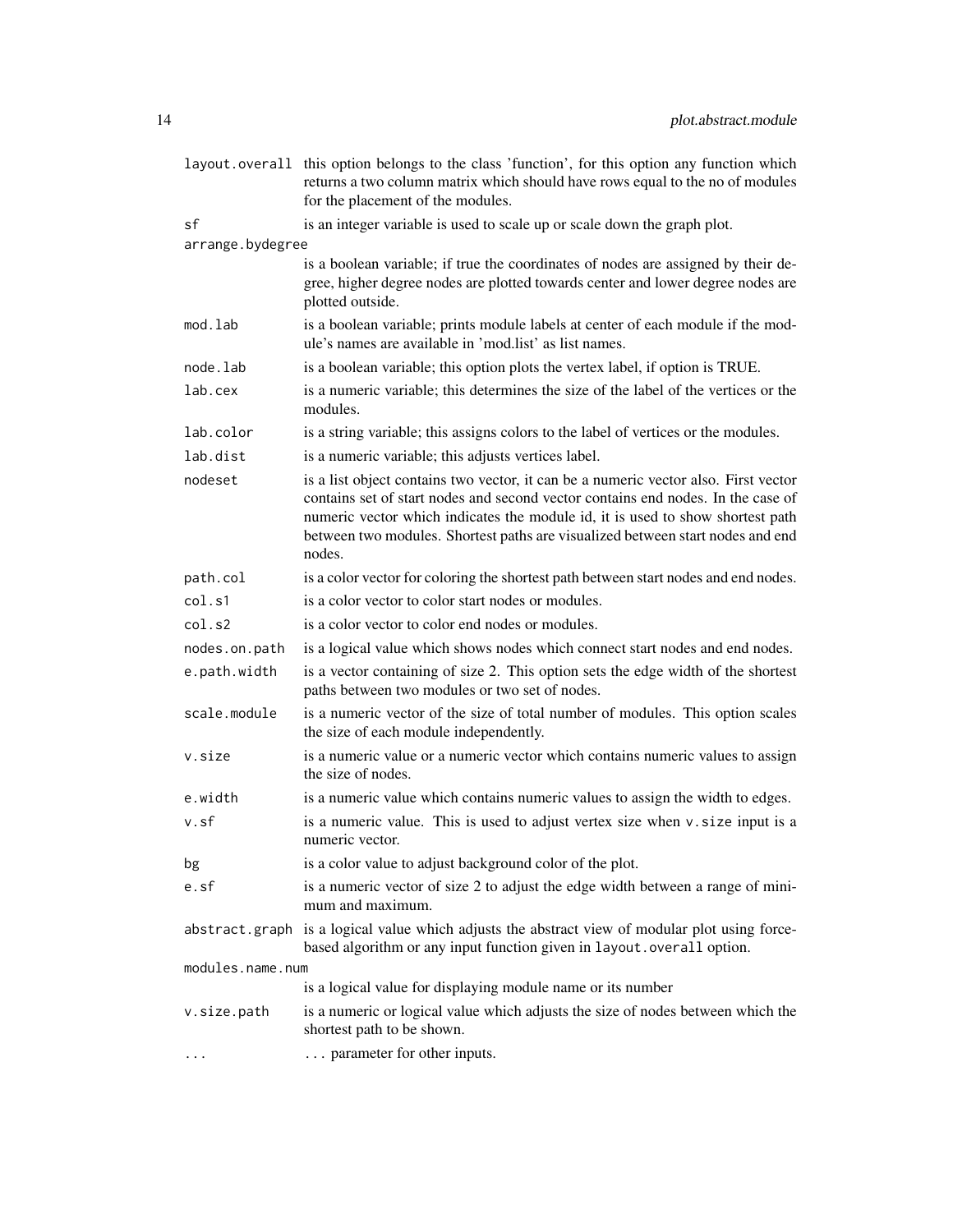| | |
|---|---|
| `layout.overall` | this option belongs to the class 'function', for this option any function which returns a two column matrix which should have rows equal to the no of modules for the placement of the modules. |
| `sf` | is an integer variable is used to scale up or scale down the graph plot. |
| `arrange.bydegree` | is a boolean variable; if true the coordinates of nodes are assigned by their degree, higher degree nodes are plotted towards center and lower degree nodes are plotted outside. |
| `mod.lab` | is a boolean variable; prints module labels at center of each module if the module's names are available in 'mod.list' as list names. |
| `node.lab` | is a boolean variable; this option plots the vertex label, if option is TRUE. |
| `lab.cex` | is a numeric variable; this determines the size of the label of the vertices or the modules. |
| `lab.color` | is a string variable; this assigns colors to the label of vertices or the modules. |
| `lab.dist` | is a numeric variable; this adjusts vertices label. |
| `nodeset` | is a list object contains two vector, it can be a numeric vector also. First vector contains set of start nodes and second vector contains end nodes. In the case of numeric vector which indicates the module id, it is used to show shortest path between two modules. Shortest paths are visualized between start nodes and end nodes. |
| `path.col` | is a color vector for coloring the shortest path between start nodes and end nodes. |
| `col.s1` | is a color vector to color start nodes or modules. |
| `col.s2` | is a color vector to color end nodes or modules. |
| `nodes.on.path` | is a logical value which shows nodes which connect start nodes and end nodes. |
| `e.path.width` | is a vector containing of size 2. This option sets the edge width of the shortest paths between two modules or two set of nodes. |
| `scale.module` | is a numeric vector of the size of total number of modules. This option scales the size of each module independently. |
| `v.size` | is a numeric value or a numeric vector which contains numeric values to assign the size of nodes. |
| `e.width` | is a numeric value which contains numeric values to assign the width to edges. |
| `v.sf` | is a numeric value. This is used to adjust vertex size when `v.size` input is a numeric vector. |
| `bg` | is a color value to adjust background color of the plot. |
| `e.sf` | is a numeric vector of size 2 to adjust the edge width between a range of minimum and maximum. |
| `abstract.graph` | is a logical value which adjusts the abstract view of modular plot using force-based algorithm or any input function given in `layout.overall` option. |
| `modules.name.num` | is a logical value for displaying module name or its number |
| `v.size.path` | is a numeric or logical value which adjusts the size of nodes between which the shortest path to be shown. |
| `...` | ... parameter for other inputs. |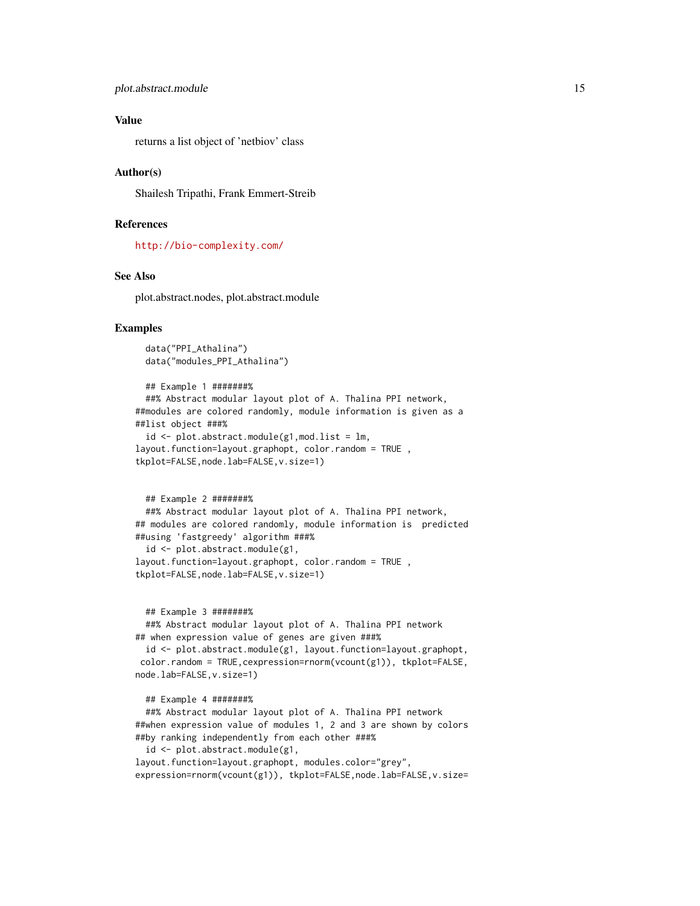## Value

returns a list object of 'netbiov' class

## Author(s)

Shailesh Tripathi, Frank Emmert-Streib

## References

http://bio-complexity.com/

## See Also

plot.abstract.nodes, plot.abstract.module

## Examples

```
  data("PPI_Athalina")
  data("modules_PPI_Athalina")

  ## Example 1 #######%
  ##% Abstract modular layout plot of A. Thalina PPI network,
##modules are colored randomly, module information is given as a
##list object ###%
  id <- plot.abstract.module(g1,mod.list = lm,
layout.function=layout.graphopt, color.random = TRUE ,
tkplot=FALSE,node.lab=FALSE,v.size=1)


  ## Example 2 #######%
  ##% Abstract modular layout plot of A. Thalina PPI network,
## modules are colored randomly, module information is  predicted
##using 'fastgreedy' algorithm ###%
  id <- plot.abstract.module(g1,
layout.function=layout.graphopt, color.random = TRUE ,
tkplot=FALSE,node.lab=FALSE,v.size=1)


  ## Example 3 #######%
  ##% Abstract modular layout plot of A. Thalina PPI network
## when expression value of genes are given ###%
  id <- plot.abstract.module(g1, layout.function=layout.graphopt,
 color.random = TRUE,cexpression=rnorm(vcount(g1)), tkplot=FALSE,
node.lab=FALSE,v.size=1)

  ## Example 4 #######%
  ##% Abstract modular layout plot of A. Thalina PPI network
##when expression value of modules 1, 2 and 3 are shown by colors
##by ranking independently from each other ###%
  id <- plot.abstract.module(g1,
layout.function=layout.graphopt, modules.color="grey",
expression=rnorm(vcount(g1)), tkplot=FALSE,node.lab=FALSE,v.size=
```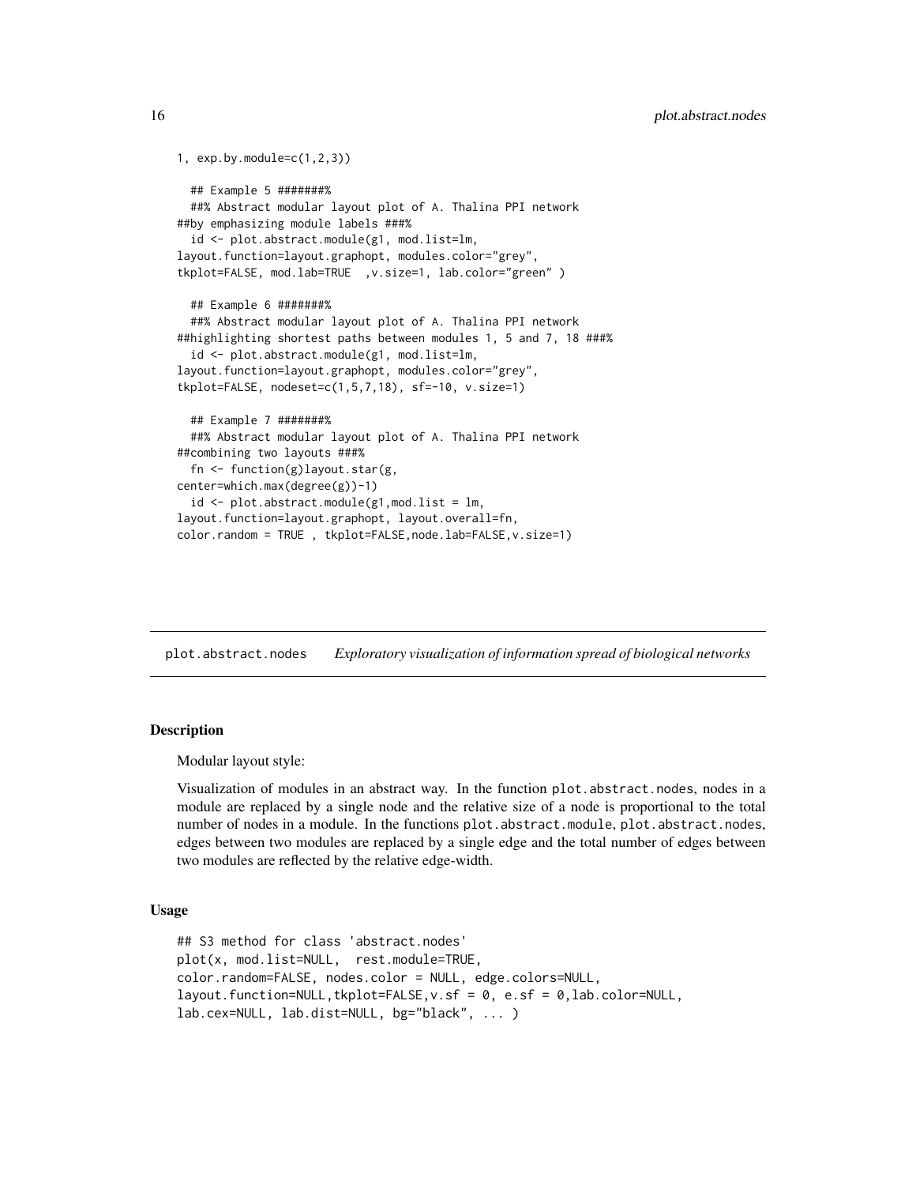```
1, exp.by.module=c(1,2,3))

  ## Example 5 #######%
  ##% Abstract modular layout plot of A. Thalina PPI network
##by emphasizing module labels ###%
  id <- plot.abstract.module(g1, mod.list=lm,
layout.function=layout.graphopt, modules.color="grey",
tkplot=FALSE, mod.lab=TRUE  ,v.size=1, lab.color="green" )

  ## Example 6 #######%
  ##% Abstract modular layout plot of A. Thalina PPI network
##highlighting shortest paths between modules 1, 5 and 7, 18 ###%
  id <- plot.abstract.module(g1, mod.list=lm,
layout.function=layout.graphopt, modules.color="grey",
tkplot=FALSE, nodeset=c(1,5,7,18), sf=-10, v.size=1)

  ## Example 7 #######%
  ##% Abstract modular layout plot of A. Thalina PPI network
##combining two layouts ###%
  fn <- function(g)layout.star(g,
center=which.max(degree(g))-1)
  id <- plot.abstract.module(g1,mod.list = lm,
layout.function=layout.graphopt, layout.overall=fn,
color.random = TRUE , tkplot=FALSE,node.lab=FALSE,v.size=1)
```

## plot.abstract.nodes *Exploratory visualization of information spread of biological networks*

### Description

Modular layout style:

Visualization of modules in an abstract way. In the function plot.abstract.nodes, nodes in a module are replaced by a single node and the relative size of a node is proportional to the total number of nodes in a module. In the functions plot.abstract.module, plot.abstract.nodes, edges between two modules are replaced by a single edge and the total number of edges between two modules are reflected by the relative edge-width.

### Usage

```
## S3 method for class 'abstract.nodes'
plot(x, mod.list=NULL,  rest.module=TRUE,
color.random=FALSE, nodes.color = NULL, edge.colors=NULL,
layout.function=NULL,tkplot=FALSE,v.sf = 0, e.sf = 0,lab.color=NULL,
lab.cex=NULL, lab.dist=NULL, bg="black", ... )
```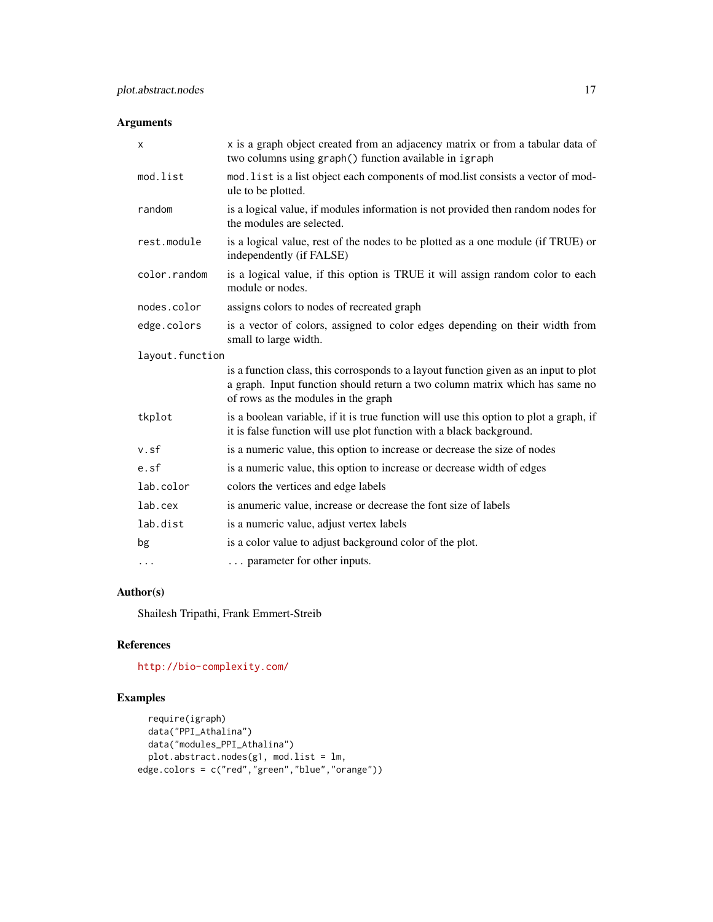## Arguments

| | |
|---|---|
| `x` | `x` is a graph object created from an adjacency matrix or from a tabular data of two columns using `graph()` function available in `igraph` |
| `mod.list` | `mod.list` is a list object each components of mod.list consists a vector of module to be plotted. |
| `random` | is a logical value, if modules information is not provided then random nodes for the modules are selected. |
| `rest.module` | is a logical value, rest of the nodes to be plotted as a one module (if TRUE) or independently (if FALSE) |
| `color.random` | is a logical value, if this option is TRUE it will assign random color to each module or nodes. |
| `nodes.color` | assigns colors to nodes of recreated graph |
| `edge.colors` | is a vector of colors, assigned to color edges depending on their width from small to large width. |
| `layout.function` | is a function class, this corrosponds to a layout function given as an input to plot a graph. Input function should return a two column matrix which has same no of rows as the modules in the graph |
| `tkplot` | is a boolean variable, if it is true function will use this option to plot a graph, if it is false function will use plot function with a black background. |
| `v.sf` | is a numeric value, this option to increase or decrease the size of nodes |
| `e.sf` | is a numeric value, this option to increase or decrease width of edges |
| `lab.color` | colors the vertices and edge labels |
| `lab.cex` | is anumeric value, increase or decrease the font size of labels |
| `lab.dist` | is a numeric value, adjust vertex labels |
| `bg` | is a color value to adjust background color of the plot. |
| `...` | ... parameter for other inputs. |

## Author(s)

Shailesh Tripathi, Frank Emmert-Streib

## References

http://bio-complexity.com/

## Examples

```
  require(igraph)
  data("PPI_Athalina")
  data("modules_PPI_Athalina")
  plot.abstract.nodes(g1, mod.list = lm,
edge.colors = c("red","green","blue","orange"))
```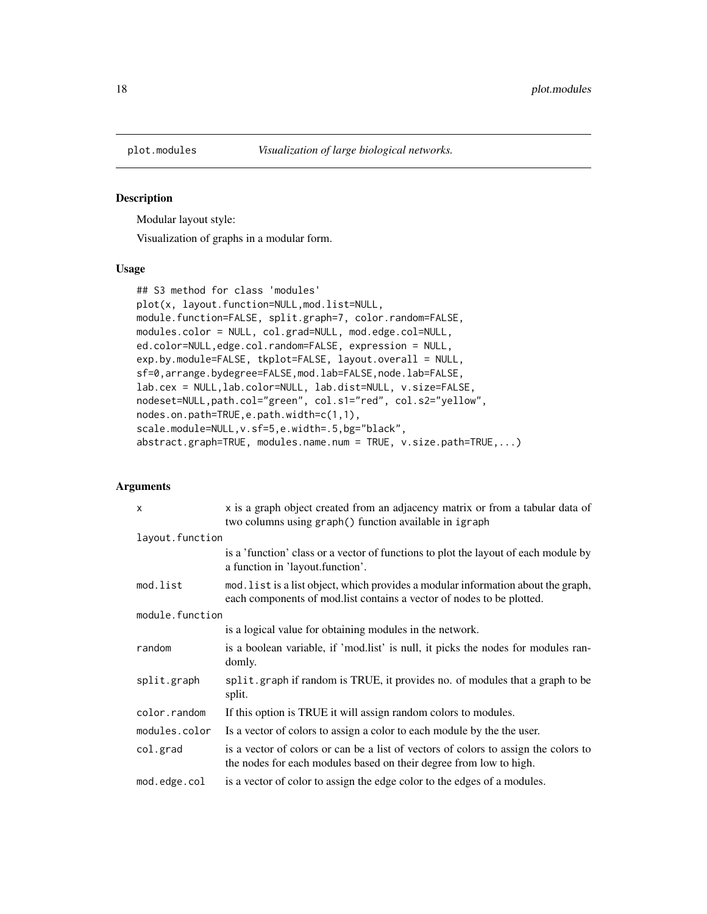plot.modules *Visualization of large biological networks.*

## Description

Modular layout style:

Visualization of graphs in a modular form.

## Usage

```
## S3 method for class 'modules'
plot(x, layout.function=NULL,mod.list=NULL,
module.function=FALSE, split.graph=7, color.random=FALSE,
modules.color = NULL, col.grad=NULL, mod.edge.col=NULL,
ed.color=NULL,edge.col.random=FALSE, expression = NULL,
exp.by.module=FALSE, tkplot=FALSE, layout.overall = NULL,
sf=0,arrange.bydegree=FALSE,mod.lab=FALSE,node.lab=FALSE,
lab.cex = NULL,lab.color=NULL, lab.dist=NULL, v.size=FALSE,
nodeset=NULL,path.col="green", col.s1="red", col.s2="yellow",
nodes.on.path=TRUE,e.path.width=c(1,1),
scale.module=NULL,v.sf=5,e.width=.5,bg="black",
abstract.graph=TRUE, modules.name.num = TRUE, v.size.path=TRUE,...)
```

## Arguments

| | |
|---|---|
| x | x is a graph object created from an adjacency matrix or from a tabular data of two columns using graph() function available in igraph |
| layout.function | is a 'function' class or a vector of functions to plot the layout of each module by a function in 'layout.function'. |
| mod.list | mod.list is a list object, which provides a modular information about the graph, each components of mod.list contains a vector of nodes to be plotted. |
| module.function | is a logical value for obtaining modules in the network. |
| random | is a boolean variable, if 'mod.list' is null, it picks the nodes for modules randomly. |
| split.graph | split.graph if random is TRUE, it provides no. of modules that a graph to be split. |
| color.random | If this option is TRUE it will assign random colors to modules. |
| modules.color | Is a vector of colors to assign a color to each module by the the user. |
| col.grad | is a vector of colors or can be a list of vectors of colors to assign the colors to the nodes for each modules based on their degree from low to high. |
| mod.edge.col | is a vector of color to assign the edge color to the edges of a modules. |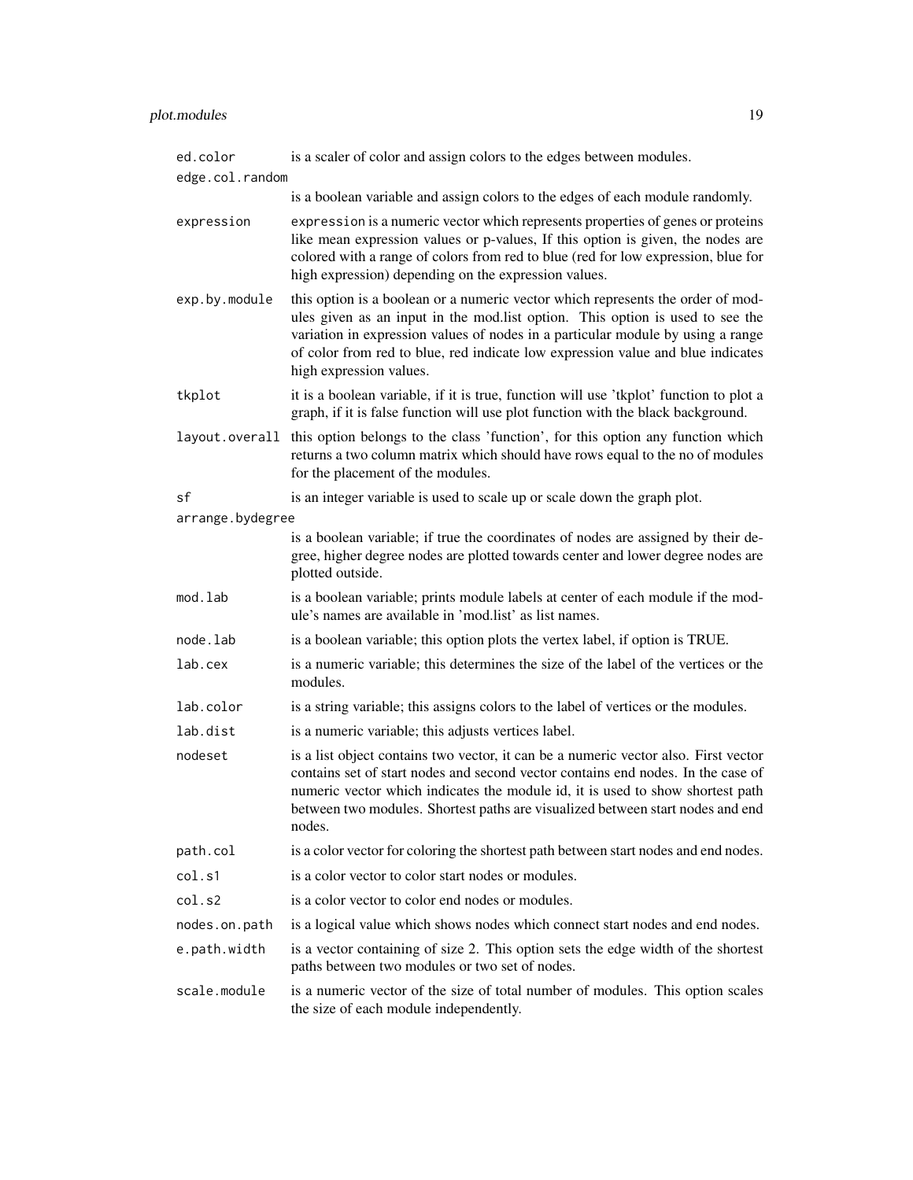`ed.color` is a scaler of color and assign colors to the edges between modules.

`edge.col.random` is a boolean variable and assign colors to the edges of each module randomly.

`expression` `expression` is a numeric vector which represents properties of genes or proteins like mean expression values or p-values, If this option is given, the nodes are colored with a range of colors from red to blue (red for low expression, blue for high expression) depending on the expression values.

`exp.by.module` this option is a boolean or a numeric vector which represents the order of modules given as an input in the mod.list option. This option is used to see the variation in expression values of nodes in a particular module by using a range of color from red to blue, red indicate low expression value and blue indicates high expression values.

`tkplot` it is a boolean variable, if it is true, function will use 'tkplot' function to plot a graph, if it is false function will use plot function with the black background.

`layout.overall` this option belongs to the class 'function', for this option any function which returns a two column matrix which should have rows equal to the no of modules for the placement of the modules.

`sf` is an integer variable is used to scale up or scale down the graph plot.

`arrange.bydegree` is a boolean variable; if true the coordinates of nodes are assigned by their degree, higher degree nodes are plotted towards center and lower degree nodes are plotted outside.

`mod.lab` is a boolean variable; prints module labels at center of each module if the module's names are available in 'mod.list' as list names.

`node.lab` is a boolean variable; this option plots the vertex label, if option is TRUE.

`lab.cex` is a numeric variable; this determines the size of the label of the vertices or the modules.

`lab.color` is a string variable; this assigns colors to the label of vertices or the modules.

`lab.dist` is a numeric variable; this adjusts vertices label.

`nodeset` is a list object contains two vector, it can be a numeric vector also. First vector contains set of start nodes and second vector contains end nodes. In the case of numeric vector which indicates the module id, it is used to show shortest path between two modules. Shortest paths are visualized between start nodes and end nodes.

`path.col` is a color vector for coloring the shortest path between start nodes and end nodes.

`col.s1` is a color vector to color start nodes or modules.

`col.s2` is a color vector to color end nodes or modules.

`nodes.on.path` is a logical value which shows nodes which connect start nodes and end nodes.

`e.path.width` is a vector containing of size 2. This option sets the edge width of the shortest paths between two modules or two set of nodes.

`scale.module` is a numeric vector of the size of total number of modules. This option scales the size of each module independently.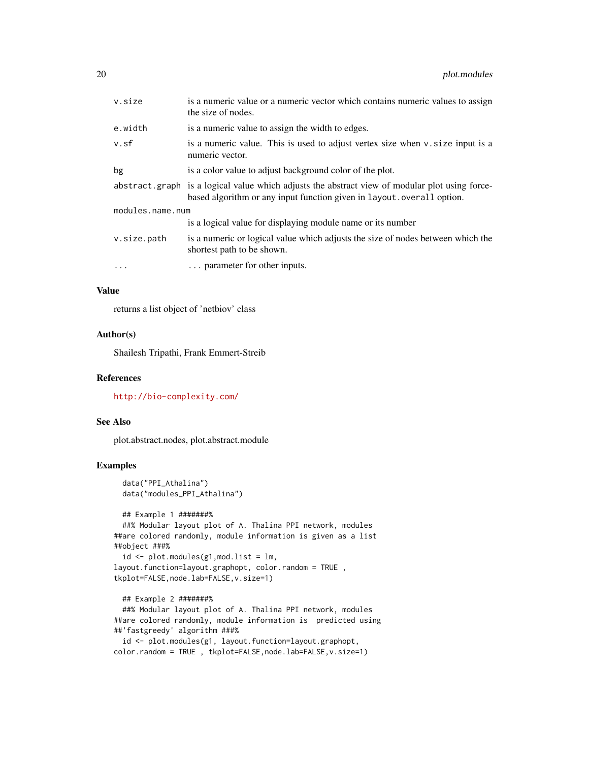| | |
|---|---|
| `v.size` | is a numeric value or a numeric vector which contains numeric values to assign the size of nodes. |
| `e.width` | is a numeric value to assign the width to edges. |
| `v.sf` | is a numeric value. This is used to adjust vertex size when `v.size` input is a numeric vector. |
| `bg` | is a color value to adjust background color of the plot. |
| `abstract.graph` | is a logical value which adjusts the abstract view of modular plot using force-based algorithm or any input function given in `layout.overall` option. |
| `modules.name.num` | is a logical value for displaying module name or its number |
| `v.size.path` | is a numeric or logical value which adjusts the size of nodes between which the shortest path to be shown. |
| `...` | ... parameter for other inputs. |

## Value

returns a list object of 'netbiov' class

## Author(s)

Shailesh Tripathi, Frank Emmert-Streib

## References

http://bio-complexity.com/

## See Also

plot.abstract.nodes, plot.abstract.module

## Examples

```
  data("PPI_Athalina")
  data("modules_PPI_Athalina")

  ## Example 1 #######%
  ##% Modular layout plot of A. Thalina PPI network, modules
##are colored randomly, module information is given as a list
##object ###%
  id <- plot.modules(g1,mod.list = lm,
layout.function=layout.graphopt, color.random = TRUE ,
tkplot=FALSE,node.lab=FALSE,v.size=1)

  ## Example 2 #######%
  ##% Modular layout plot of A. Thalina PPI network, modules
##are colored randomly, module information is  predicted using
##'fastgreedy' algorithm ###%
  id <- plot.modules(g1, layout.function=layout.graphopt,
color.random = TRUE , tkplot=FALSE,node.lab=FALSE,v.size=1)
```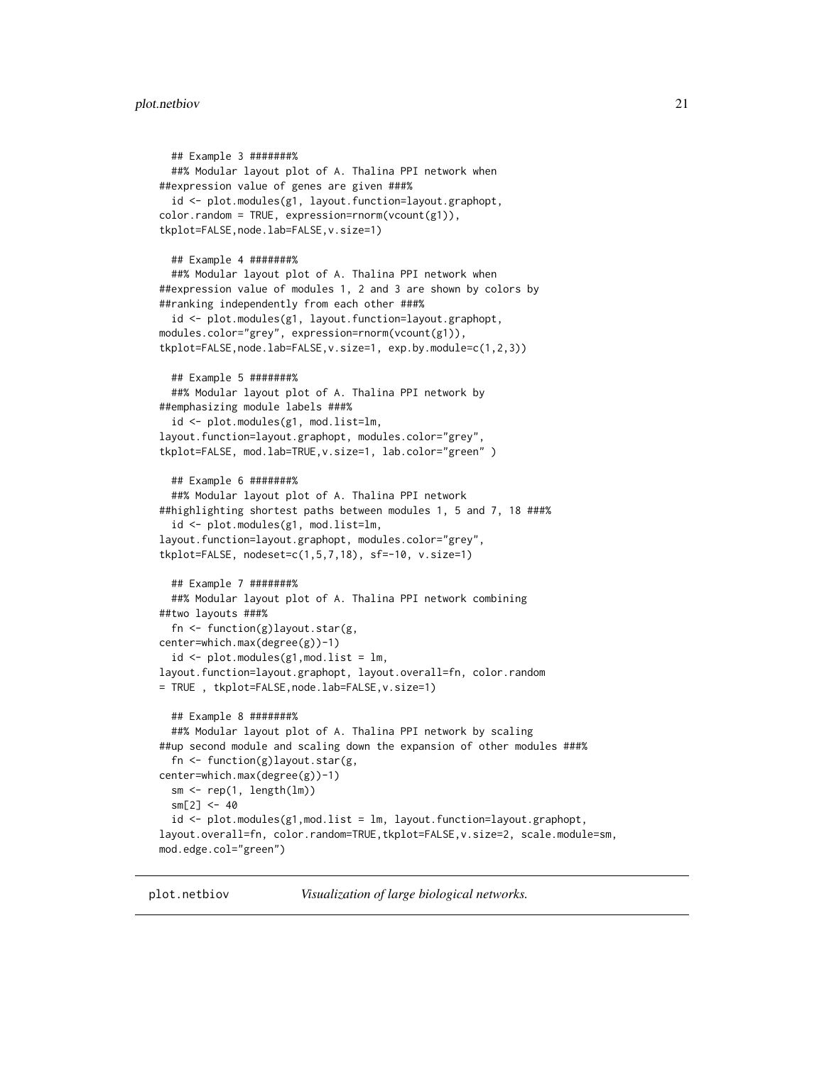```
  ## Example 3 #######%
  ##% Modular layout plot of A. Thalina PPI network when
##expression value of genes are given ###%
  id <- plot.modules(g1, layout.function=layout.graphopt,
color.random = TRUE, expression=rnorm(vcount(g1)),
tkplot=FALSE,node.lab=FALSE,v.size=1)

  ## Example 4 #######%
  ##% Modular layout plot of A. Thalina PPI network when
##expression value of modules 1, 2 and 3 are shown by colors by
##ranking independently from each other ###%
  id <- plot.modules(g1, layout.function=layout.graphopt,
modules.color="grey", expression=rnorm(vcount(g1)),
tkplot=FALSE,node.lab=FALSE,v.size=1, exp.by.module=c(1,2,3))

  ## Example 5 #######%
  ##% Modular layout plot of A. Thalina PPI network by
##emphasizing module labels ###%
  id <- plot.modules(g1, mod.list=lm,
layout.function=layout.graphopt, modules.color="grey",
tkplot=FALSE, mod.lab=TRUE,v.size=1, lab.color="green" )

  ## Example 6 #######%
  ##% Modular layout plot of A. Thalina PPI network
##highlighting shortest paths between modules 1, 5 and 7, 18 ###%
  id <- plot.modules(g1, mod.list=lm,
layout.function=layout.graphopt, modules.color="grey",
tkplot=FALSE, nodeset=c(1,5,7,18), sf=-10, v.size=1)

  ## Example 7 #######%
  ##% Modular layout plot of A. Thalina PPI network combining
##two layouts ###%
  fn <- function(g)layout.star(g,
center=which.max(degree(g))-1)
  id <- plot.modules(g1,mod.list = lm,
layout.function=layout.graphopt, layout.overall=fn, color.random
= TRUE , tkplot=FALSE,node.lab=FALSE,v.size=1)

  ## Example 8 #######%
  ##% Modular layout plot of A. Thalina PPI network by scaling
##up second module and scaling down the expansion of other modules ###%
  fn <- function(g)layout.star(g,
center=which.max(degree(g))-1)
  sm <- rep(1, length(lm))
  sm[2] <- 40
  id <- plot.modules(g1,mod.list = lm, layout.function=layout.graphopt,
layout.overall=fn, color.random=TRUE,tkplot=FALSE,v.size=2, scale.module=sm,
mod.edge.col="green")
```

---

## plot.netbiov — *Visualization of large biological networks.*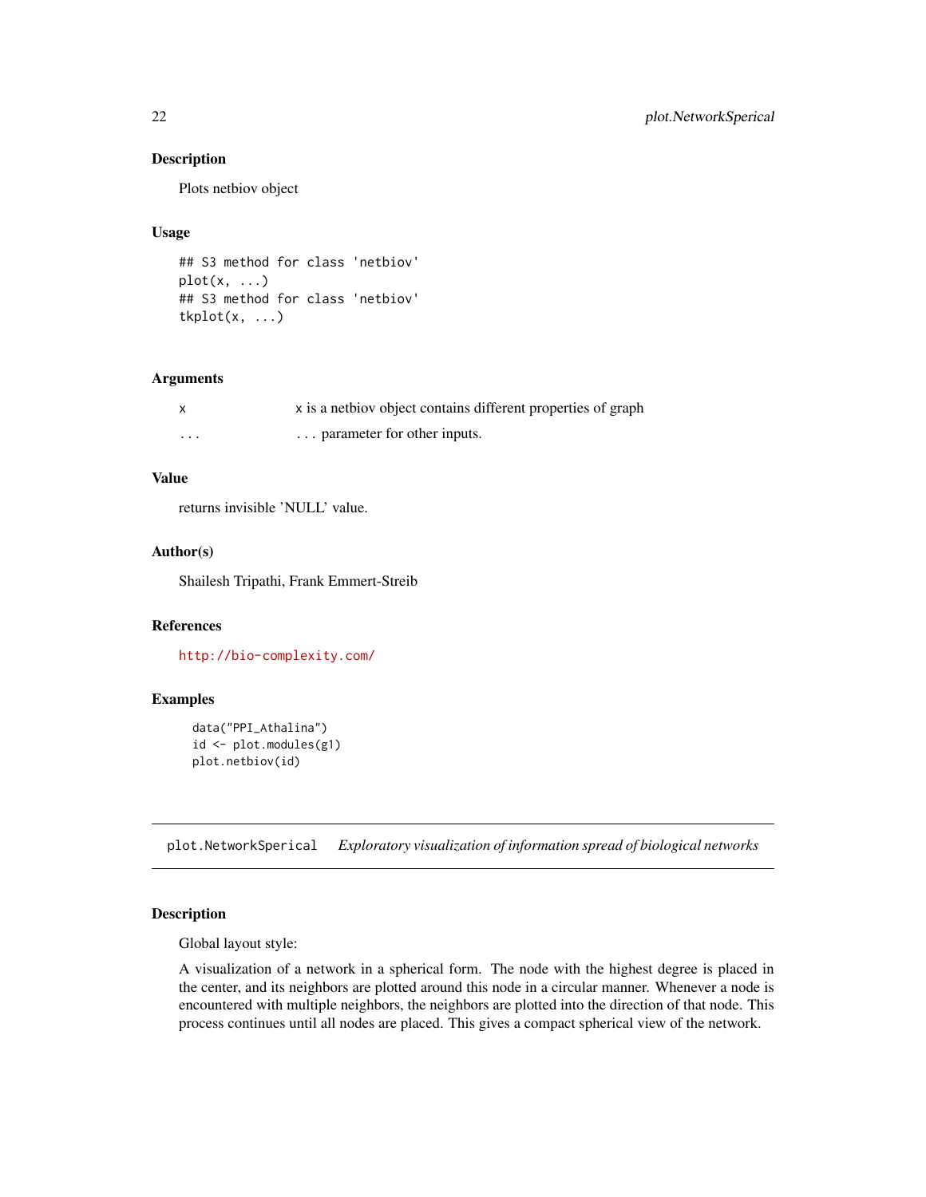### Description

Plots netbiov object

### Usage

```
## S3 method for class 'netbiov'
plot(x, ...)
## S3 method for class 'netbiov'
tkplot(x, ...)
```

### Arguments

| | |
|---|---|
| `x` | `x` is a netbiov object contains different properties of graph |
| `...` | `...` parameter for other inputs. |

### Value

returns invisible 'NULL' value.

### Author(s)

Shailesh Tripathi, Frank Emmert-Streib

### References

http://bio-complexity.com/

### Examples

```
data("PPI_Athalina")
id <- plot.modules(g1)
plot.netbiov(id)
```

---

## plot.NetworkSperical *Exploratory visualization of information spread of biological networks*

---

### Description

Global layout style:

A visualization of a network in a spherical form. The node with the highest degree is placed in the center, and its neighbors are plotted around this node in a circular manner. Whenever a node is encountered with multiple neighbors, the neighbors are plotted into the direction of that node. This process continues until all nodes are placed. This gives a compact spherical view of the network.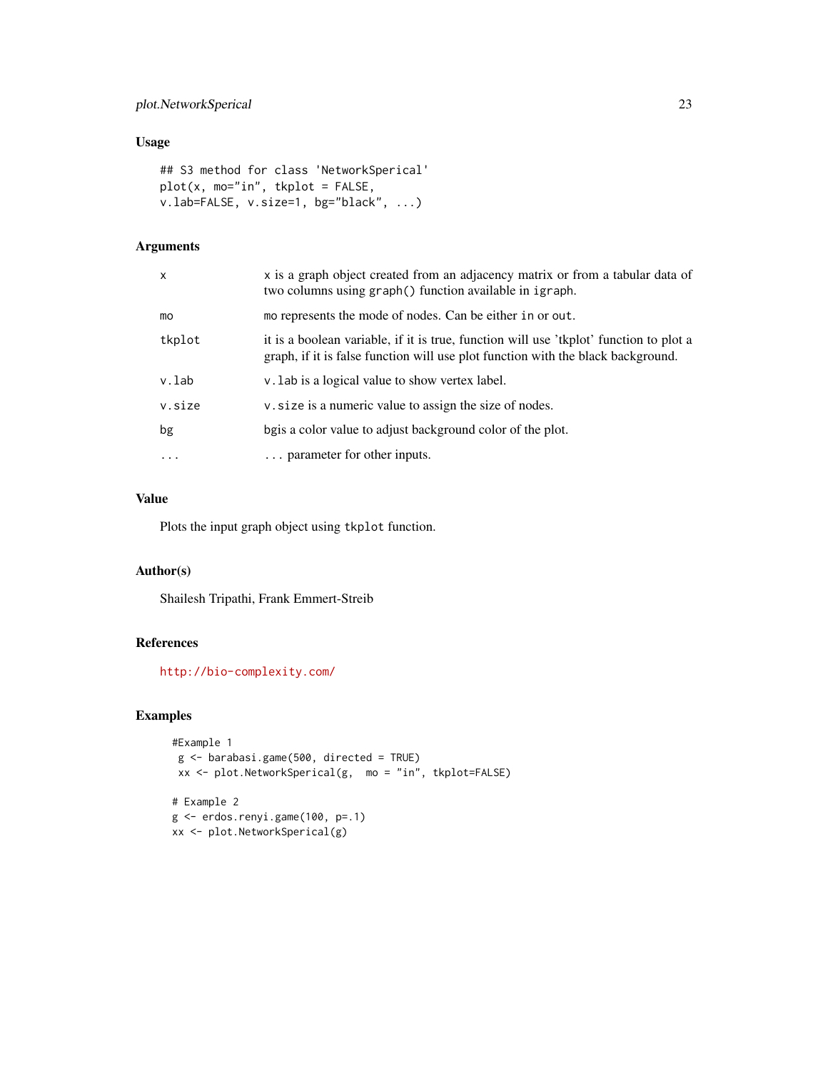## Usage

```
## S3 method for class 'NetworkSperical'
plot(x, mo="in", tkplot = FALSE,
v.lab=FALSE, v.size=1, bg="black", ...)
```

## Arguments

| | |
|---|---|
| x | x is a graph object created from an adjacency matrix or from a tabular data of two columns using graph() function available in igraph. |
| mo | mo represents the mode of nodes. Can be either in or out. |
| tkplot | it is a boolean variable, if it is true, function will use 'tkplot' function to plot a graph, if it is false function will use plot function with the black background. |
| v.lab | v.lab is a logical value to show vertex label. |
| v.size | v.size is a numeric value to assign the size of nodes. |
| bg | bgis a color value to adjust background color of the plot. |
| ... | ... parameter for other inputs. |

## Value

Plots the input graph object using tkplot function.

## Author(s)

Shailesh Tripathi, Frank Emmert-Streib

## References

http://bio-complexity.com/

## Examples

```
#Example 1
 g <- barabasi.game(500, directed = TRUE)
 xx <- plot.NetworkSperical(g,  mo = "in", tkplot=FALSE)

# Example 2
g <- erdos.renyi.game(100, p=.1)
xx <- plot.NetworkSperical(g)
```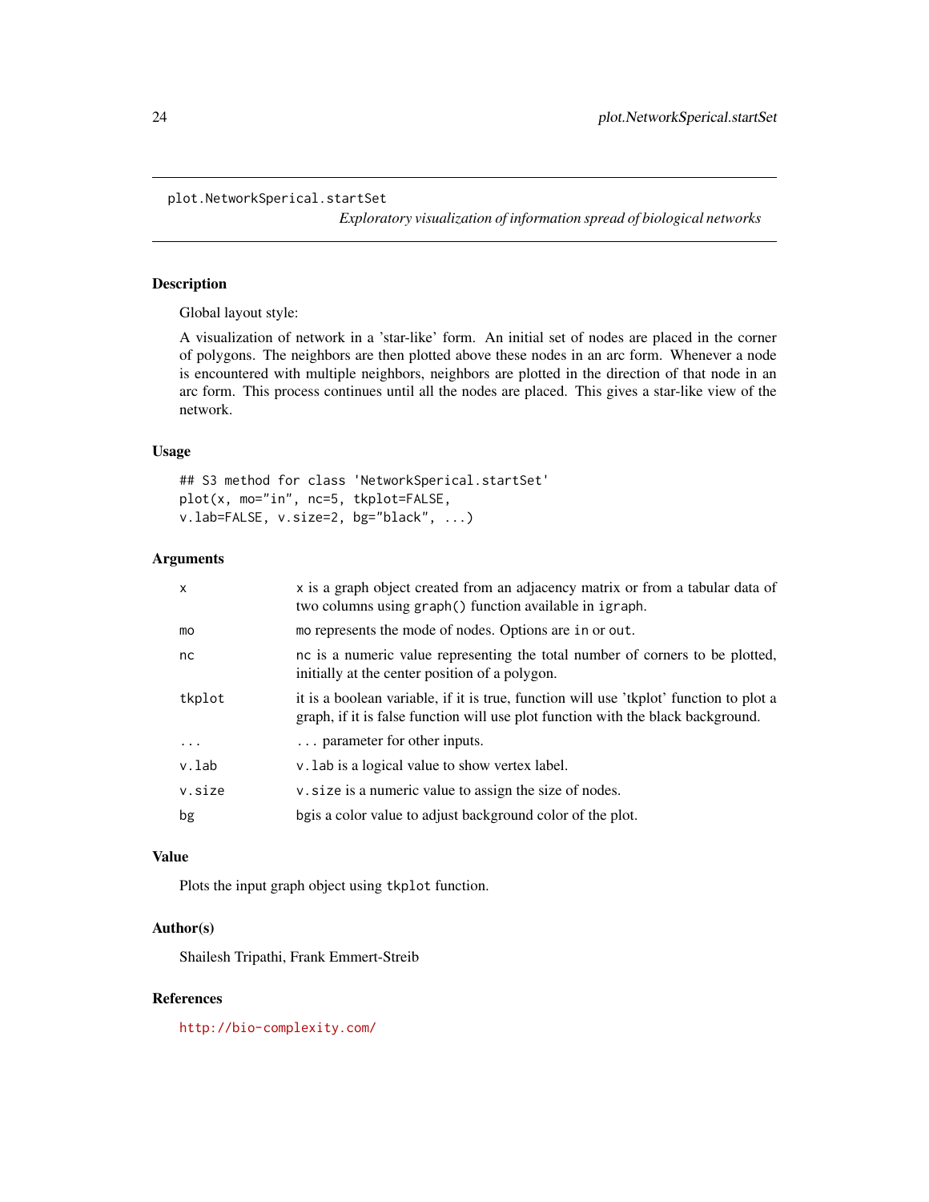plot.NetworkSperical.startSet

*Exploratory visualization of information spread of biological networks*

## Description

Global layout style:

A visualization of network in a 'star-like' form. An initial set of nodes are placed in the corner of polygons. The neighbors are then plotted above these nodes in an arc form. Whenever a node is encountered with multiple neighbors, neighbors are plotted in the direction of that node in an arc form. This process continues until all the nodes are placed. This gives a star-like view of the network.

## Usage

```
## S3 method for class 'NetworkSperical.startSet'
plot(x, mo="in", nc=5, tkplot=FALSE,
v.lab=FALSE, v.size=2, bg="black", ...)
```

## Arguments

| | |
|---|---|
| `x` | `x` is a graph object created from an adjacency matrix or from a tabular data of two columns using `graph()` function available in `igraph`. |
| `mo` | `mo` represents the mode of nodes. Options are `in` or `out`. |
| `nc` | `nc` is a numeric value representing the total number of corners to be plotted, initially at the center position of a polygon. |
| `tkplot` | it is a boolean variable, if it is true, function will use 'tkplot' function to plot a graph, if it is false function will use plot function with the black background. |
| `...` | `...` parameter for other inputs. |
| `v.lab` | `v.lab` is a logical value to show vertex label. |
| `v.size` | `v.size` is a numeric value to assign the size of nodes. |
| `bg` | `bg`is a color value to adjust background color of the plot. |

## Value

Plots the input graph object using `tkplot` function.

## Author(s)

Shailesh Tripathi, Frank Emmert-Streib

## References

http://bio-complexity.com/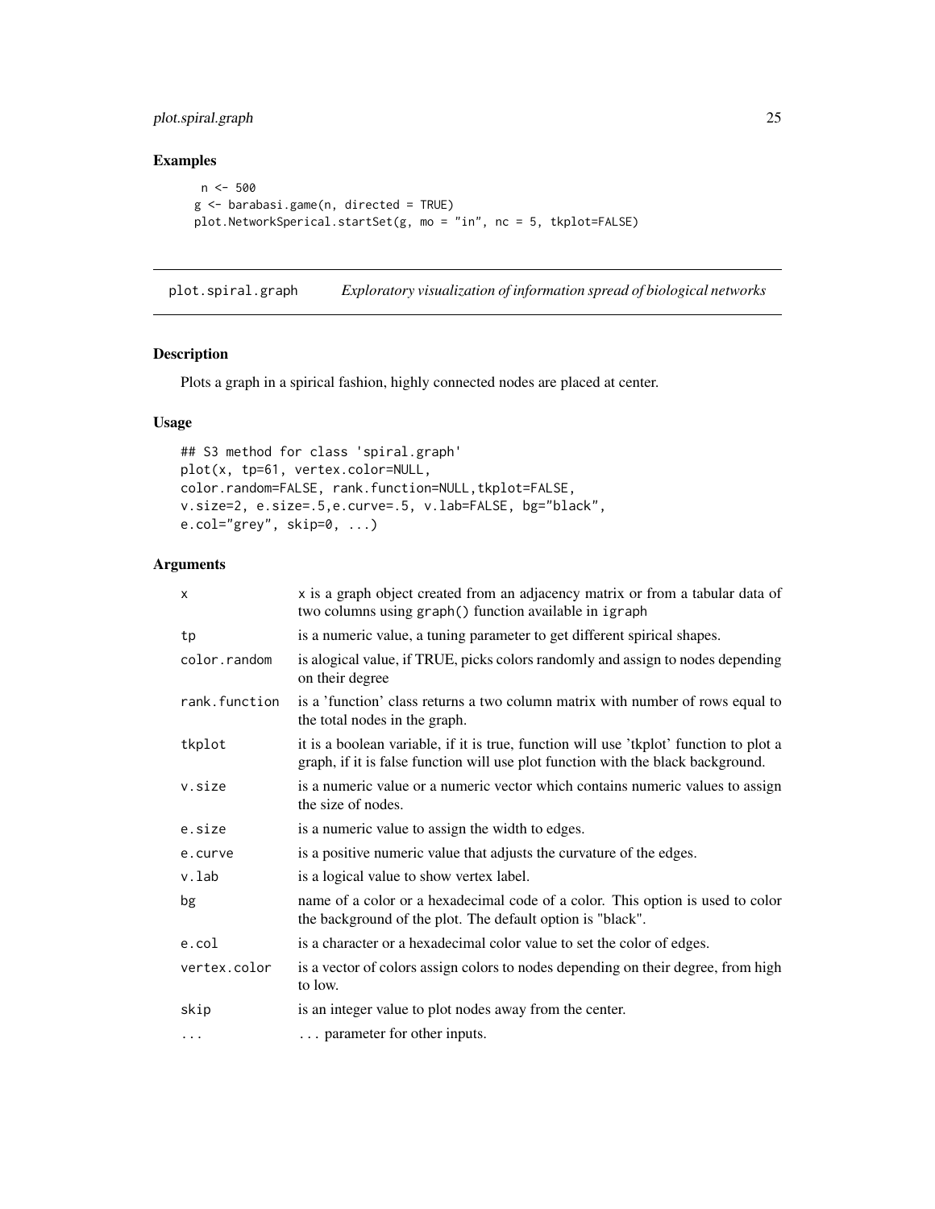## Examples

```
n <- 500
g <- barabasi.game(n, directed = TRUE)
plot.NetworkSperical.startSet(g, mo = "in", nc = 5, tkplot=FALSE)
```

---

# plot.spiral.graph — *Exploratory visualization of information spread of biological networks*

## Description

Plots a graph in a spirical fashion, highly connected nodes are placed at center.

## Usage

```
## S3 method for class 'spiral.graph'
plot(x, tp=61, vertex.color=NULL,
color.random=FALSE, rank.function=NULL,tkplot=FALSE,
v.size=2, e.size=.5,e.curve=.5, v.lab=FALSE, bg="black",
e.col="grey", skip=0, ...)
```

## Arguments

| | |
|---|---|
| x | x is a graph object created from an adjacency matrix or from a tabular data of two columns using graph() function available in igraph |
| tp | is a numeric value, a tuning parameter to get different spirical shapes. |
| color.random | is alogical value, if TRUE, picks colors randomly and assign to nodes depending on their degree |
| rank.function | is a 'function' class returns a two column matrix with number of rows equal to the total nodes in the graph. |
| tkplot | it is a boolean variable, if it is true, function will use 'tkplot' function to plot a graph, if it is false function will use plot function with the black background. |
| v.size | is a numeric value or a numeric vector which contains numeric values to assign the size of nodes. |
| e.size | is a numeric value to assign the width to edges. |
| e.curve | is a positive numeric value that adjusts the curvature of the edges. |
| v.lab | is a logical value to show vertex label. |
| bg | name of a color or a hexadecimal code of a color. This option is used to color the background of the plot. The default option is "black". |
| e.col | is a character or a hexadecimal color value to set the color of edges. |
| vertex.color | is a vector of colors assign colors to nodes depending on their degree, from high to low. |
| skip | is an integer value to plot nodes away from the center. |
| ... | ... parameter for other inputs. |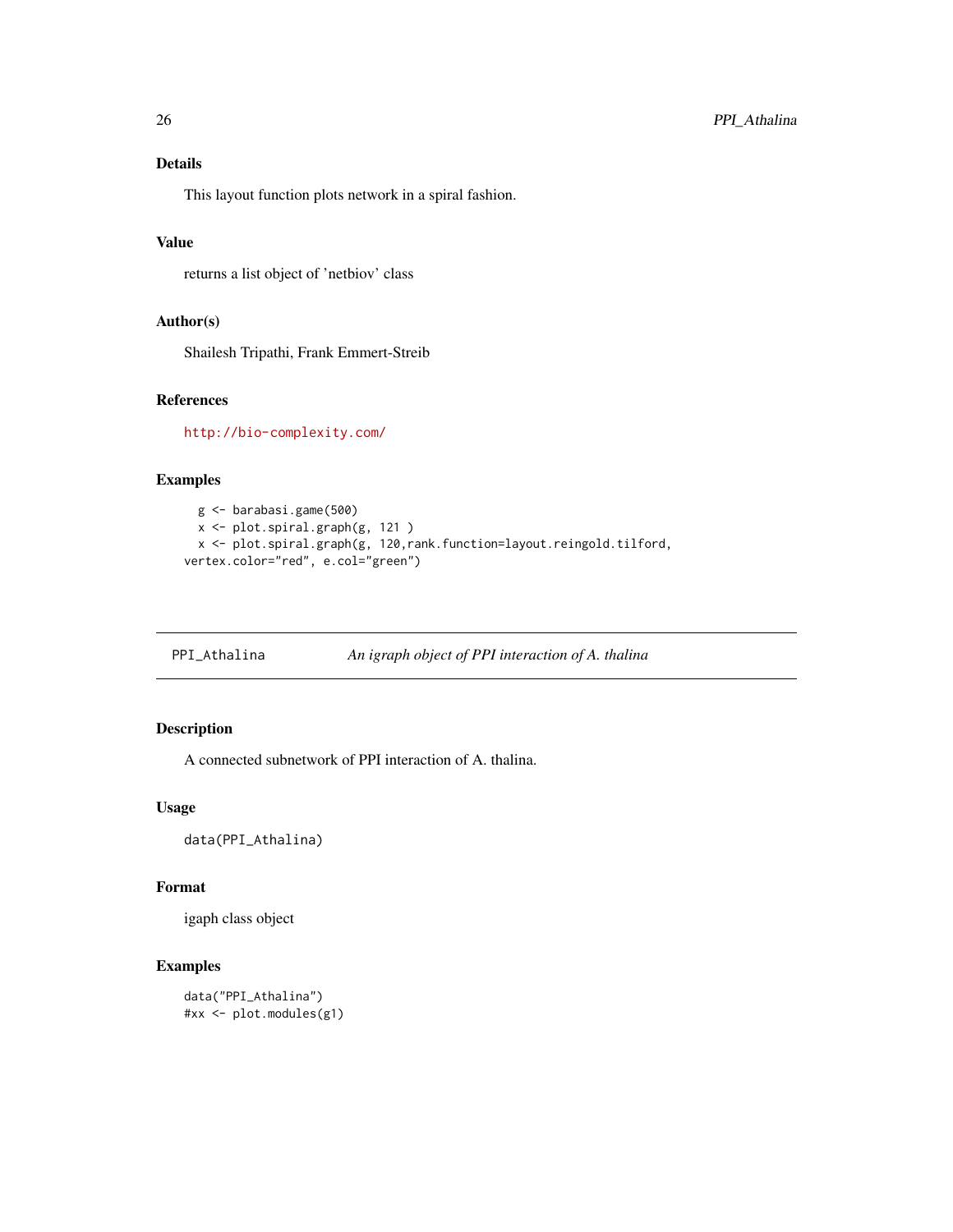### Details

This layout function plots network in a spiral fashion.

### Value

returns a list object of 'netbiov' class

### Author(s)

Shailesh Tripathi, Frank Emmert-Streib

### References

http://bio-complexity.com/

### Examples

```
  g <- barabasi.game(500)
  x <- plot.spiral.graph(g, 121 )
  x <- plot.spiral.graph(g, 120,rank.function=layout.reingold.tilford,
vertex.color="red", e.col="green")
```

---

## PPI_Athalina — *An igraph object of PPI interaction of A. thalina*

---

### Description

A connected subnetwork of PPI interaction of A. thalina.

### Usage

```
data(PPI_Athalina)
```

### Format

igaph class object

### Examples

```
data("PPI_Athalina")
#xx <- plot.modules(g1)
```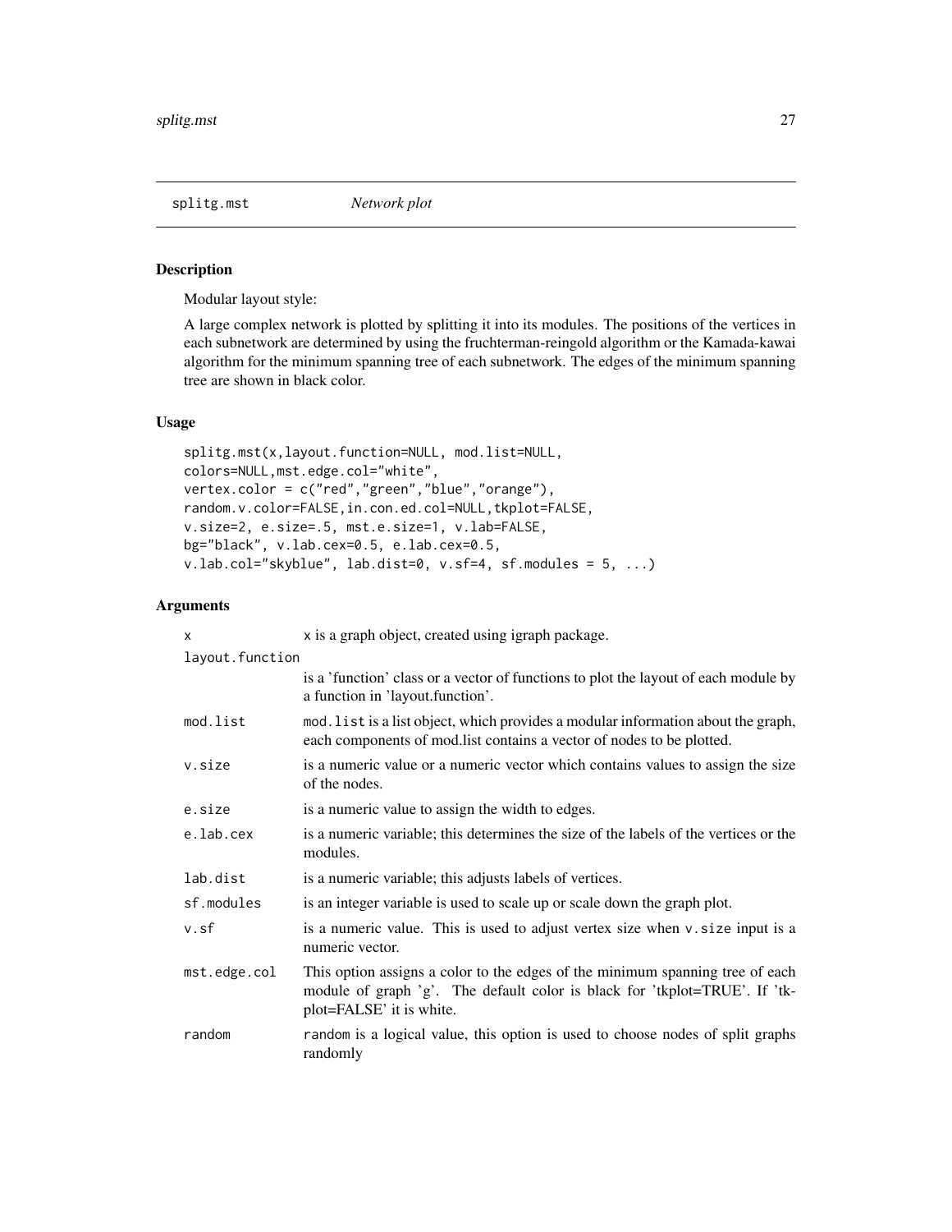# splitg.mst — *Network plot*

## Description

Modular layout style:

A large complex network is plotted by splitting it into its modules. The positions of the vertices in each subnetwork are determined by using the fruchterman-reingold algorithm or the Kamada-kawai algorithm for the minimum spanning tree of each subnetwork. The edges of the minimum spanning tree are shown in black color.

## Usage

```
splitg.mst(x,layout.function=NULL, mod.list=NULL,
colors=NULL,mst.edge.col="white",
vertex.color = c("red","green","blue","orange"),
random.v.color=FALSE,in.con.ed.col=NULL,tkplot=FALSE,
v.size=2, e.size=.5, mst.e.size=1, v.lab=FALSE,
bg="black", v.lab.cex=0.5, e.lab.cex=0.5,
v.lab.col="skyblue", lab.dist=0, v.sf=4, sf.modules = 5, ...)
```

## Arguments

| | |
|---|---|
| `x` | x is a graph object, created using igraph package. |
| `layout.function` | is a 'function' class or a vector of functions to plot the layout of each module by a function in 'layout.function'. |
| `mod.list` | `mod.list` is a list object, which provides a modular information about the graph, each components of mod.list contains a vector of nodes to be plotted. |
| `v.size` | is a numeric value or a numeric vector which contains values to assign the size of the nodes. |
| `e.size` | is a numeric value to assign the width to edges. |
| `e.lab.cex` | is a numeric variable; this determines the size of the labels of the vertices or the modules. |
| `lab.dist` | is a numeric variable; this adjusts labels of vertices. |
| `sf.modules` | is an integer variable is used to scale up or scale down the graph plot. |
| `v.sf` | is a numeric value. This is used to adjust vertex size when `v.size` input is a numeric vector. |
| `mst.edge.col` | This option assigns a color to the edges of the minimum spanning tree of each module of graph 'g'. The default color is black for 'tkplot=TRUE'. If 'tkplot=FALSE' it is white. |
| `random` | `random` is a logical value, this option is used to choose nodes of split graphs randomly |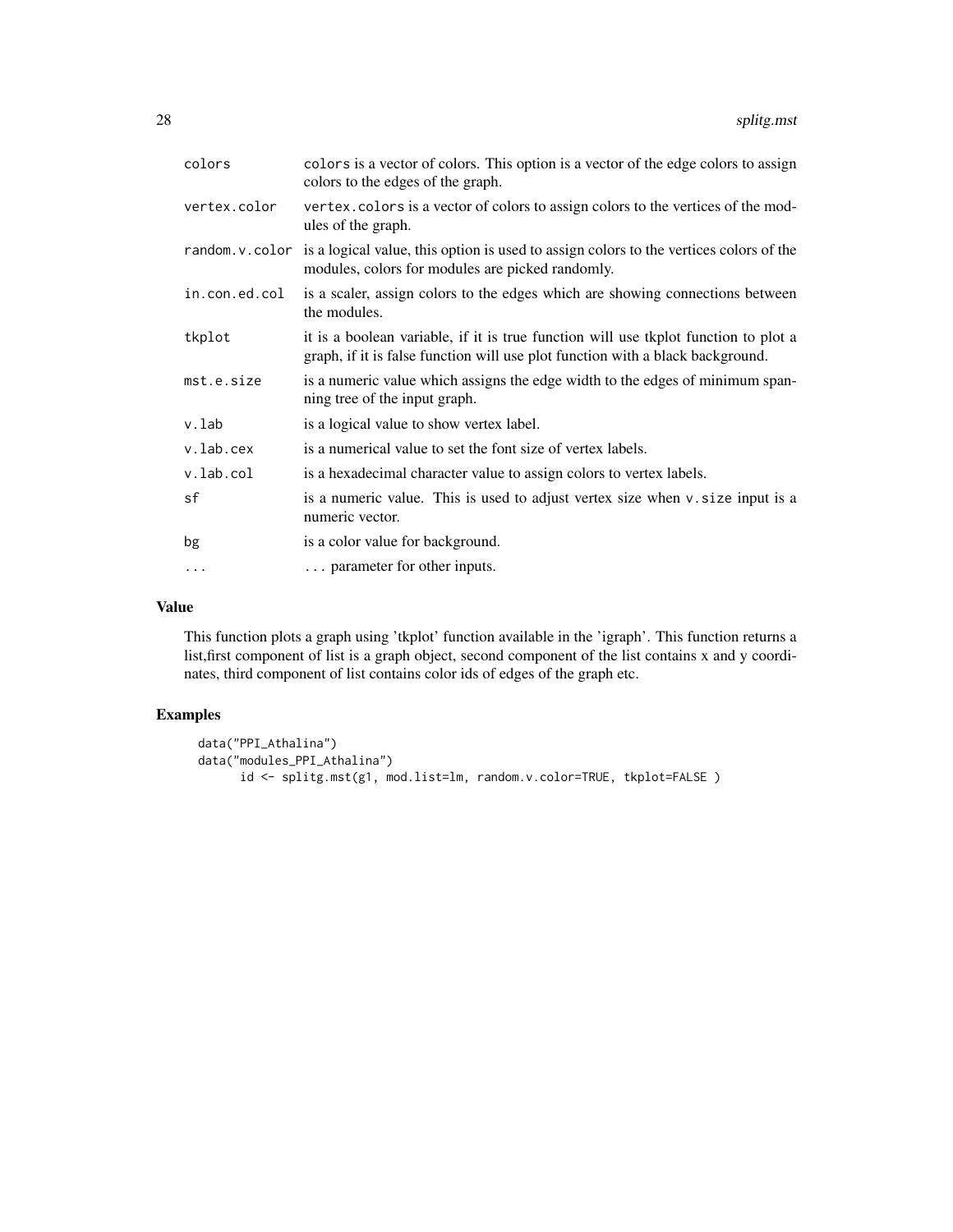| | |
|---|---|
| colors | colors is a vector of colors. This option is a vector of the edge colors to assign colors to the edges of the graph. |
| vertex.color | vertex.colors is a vector of colors to assign colors to the vertices of the modules of the graph. |
| random.v.color | is a logical value, this option is used to assign colors to the vertices colors of the modules, colors for modules are picked randomly. |
| in.con.ed.col | is a scaler, assign colors to the edges which are showing connections between the modules. |
| tkplot | it is a boolean variable, if it is true function will use tkplot function to plot a graph, if it is false function will use plot function with a black background. |
| mst.e.size | is a numeric value which assigns the edge width to the edges of minimum spanning tree of the input graph. |
| v.lab | is a logical value to show vertex label. |
| v.lab.cex | is a numerical value to set the font size of vertex labels. |
| v.lab.col | is a hexadecimal character value to assign colors to vertex labels. |
| sf | is a numeric value. This is used to adjust vertex size when v.size input is a numeric vector. |
| bg | is a color value for background. |
| ... | ... parameter for other inputs. |

## Value

This function plots a graph using 'tkplot' function available in the 'igraph'. This function returns a list,first component of list is a graph object, second component of the list contains x and y coordinates, third component of list contains color ids of edges of the graph etc.

## Examples

```
data("PPI_Athalina")
data("modules_PPI_Athalina")
      id <- splitg.mst(g1, mod.list=lm, random.v.color=TRUE, tkplot=FALSE )
```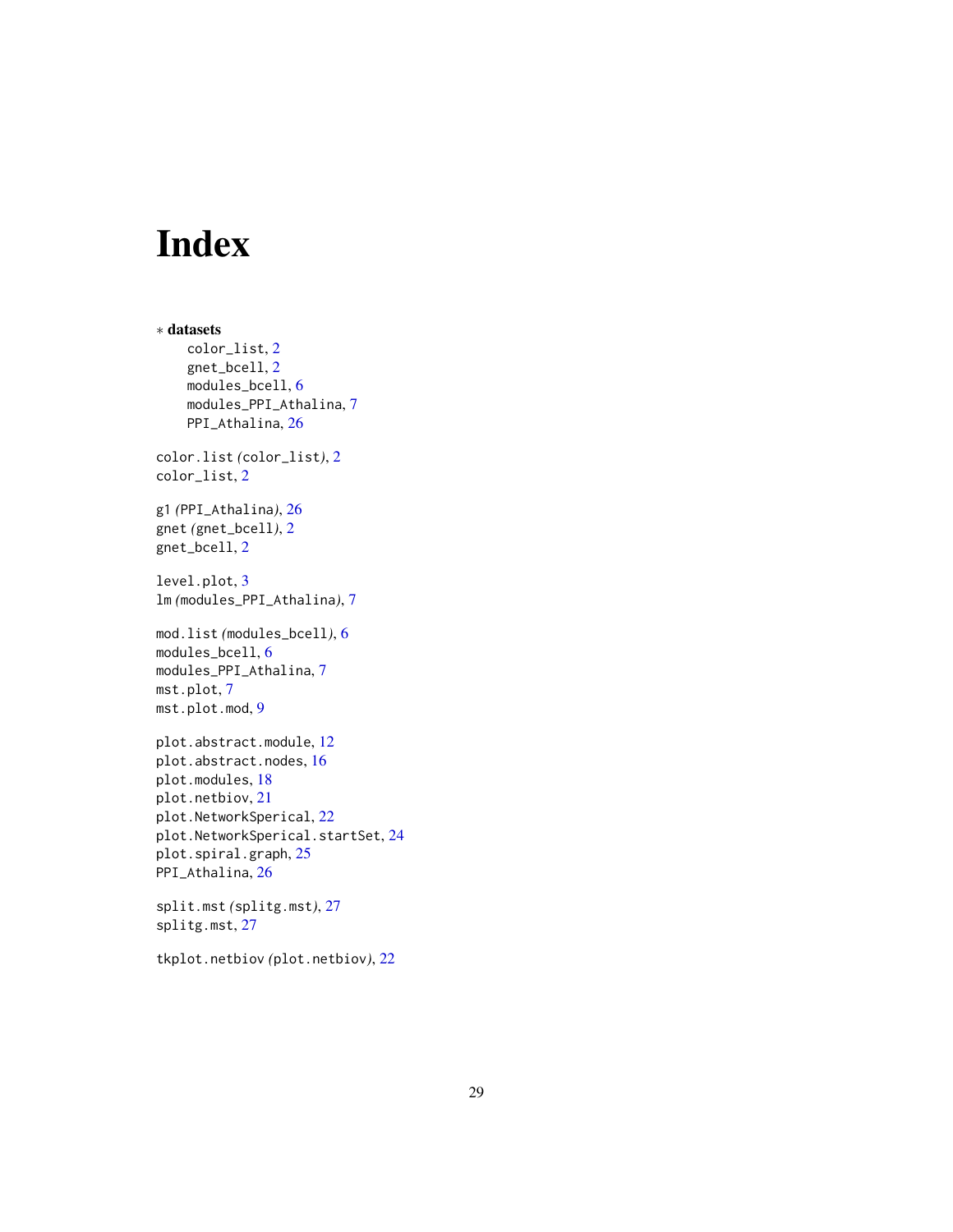# Index

∗ **datasets**

- color_list, 2
- gnet_bcell, 2
- modules_bcell, 6
- modules_PPI_Athalina, 7
- PPI_Athalina, 26

color.list *(*color_list*)*, 2
color_list, 2

g1 *(*PPI_Athalina*)*, 26
gnet *(*gnet_bcell*)*, 2
gnet_bcell, 2

level.plot, 3
lm *(*modules_PPI_Athalina*)*, 7

mod.list *(*modules_bcell*)*, 6
modules_bcell, 6
modules_PPI_Athalina, 7
mst.plot, 7
mst.plot.mod, 9

plot.abstract.module, 12
plot.abstract.nodes, 16
plot.modules, 18
plot.netbiov, 21
plot.NetworkSperical, 22
plot.NetworkSperical.startSet, 24
plot.spiral.graph, 25
PPI_Athalina, 26

split.mst *(*splitg.mst*)*, 27
splitg.mst, 27

tkplot.netbiov *(*plot.netbiov*)*, 22